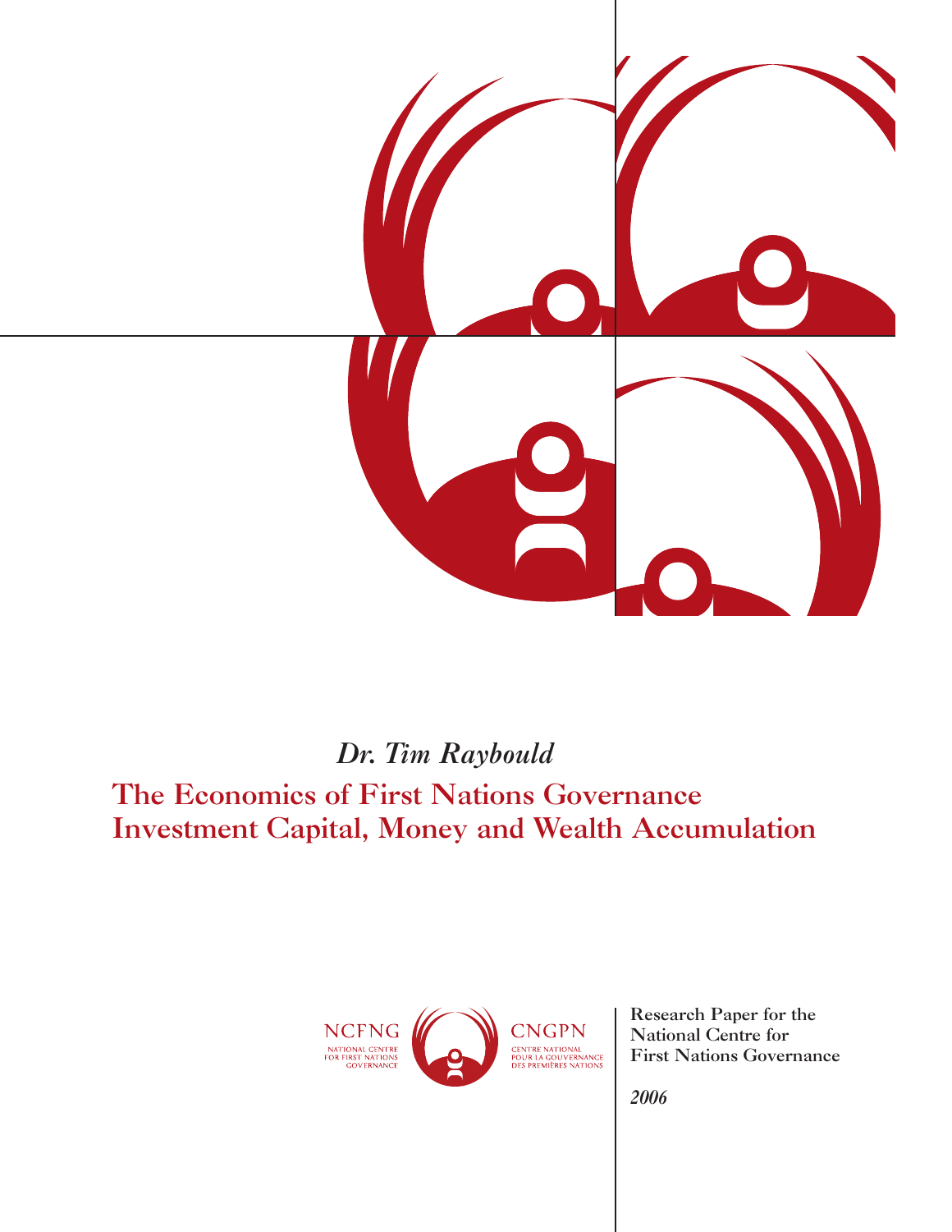*Dr. Tim Raybould*

# The Economics of First Nations Governance Investment Capital, Money and Wealth Accumulation

NCFNG
NATIONAL CENTRE FOR FIRST NATIONS GOVERNANCE

CNGPN
CENTRE NATIONAL POUR LA GOUVERNANCE DES PREMIÈRES NATIONS

Research Paper for the National Centre for First Nations Governance

*2006*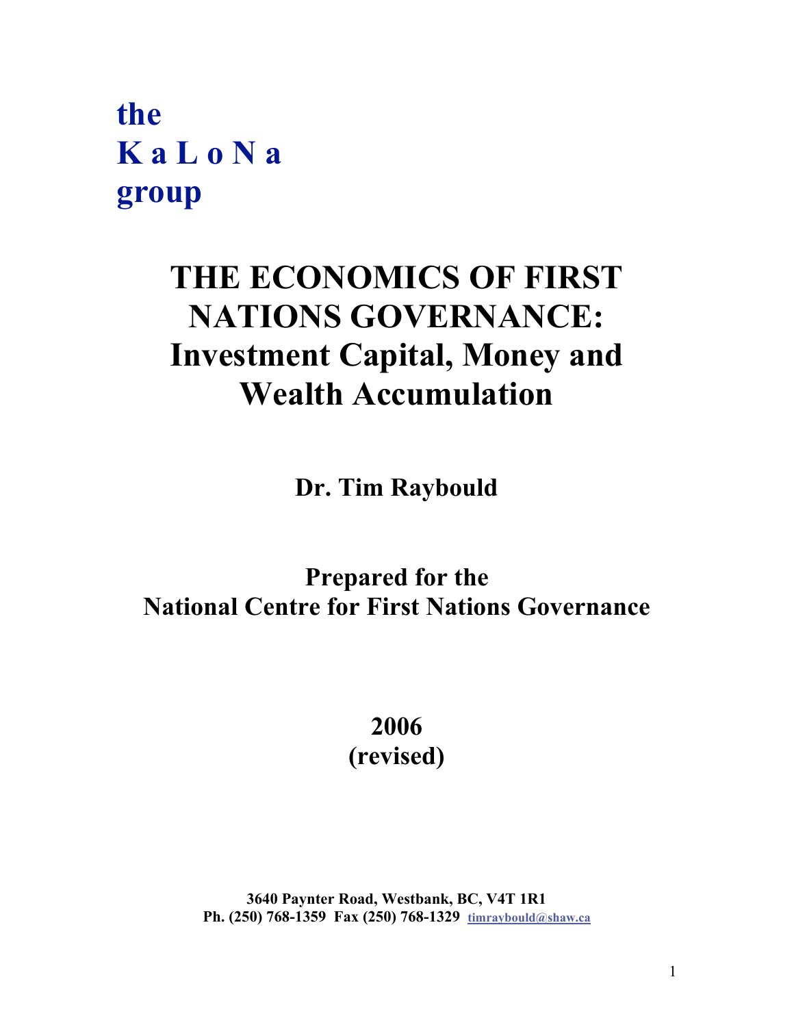**the**
**K a L o N a**
**group**

# THE ECONOMICS OF FIRST NATIONS GOVERNANCE: Investment Capital, Money and Wealth Accumulation

**Dr. Tim Raybould**

**Prepared for the**
**National Centre for First Nations Governance**

**2006**
**(revised)**

**3640 Paynter Road, Westbank, BC, V4T 1R1**
**Ph. (250) 768-1359 Fax (250) 768-1329 timraybould@shaw.ca**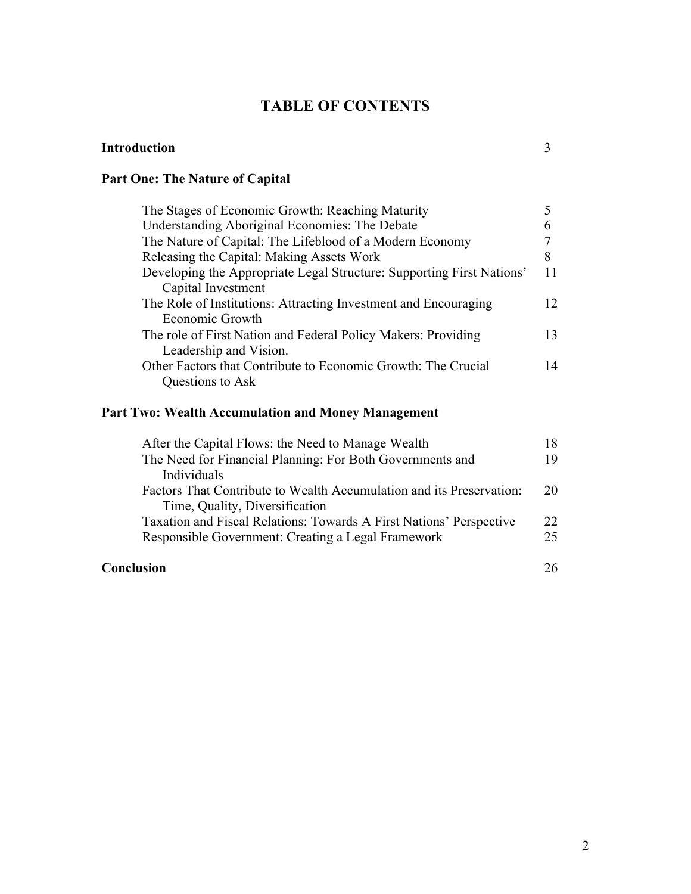# TABLE OF CONTENTS

| | |
|---|---|
| **Introduction** | 3 |
| **Part One: The Nature of Capital** | |
| The Stages of Economic Growth: Reaching Maturity | 5 |
| Understanding Aboriginal Economies: The Debate | 6 |
| The Nature of Capital: The Lifeblood of a Modern Economy | 7 |
| Releasing the Capital: Making Assets Work | 8 |
| Developing the Appropriate Legal Structure: Supporting First Nations' Capital Investment | 11 |
| The Role of Institutions: Attracting Investment and Encouraging Economic Growth | 12 |
| The role of First Nation and Federal Policy Makers: Providing Leadership and Vision. | 13 |
| Other Factors that Contribute to Economic Growth: The Crucial Questions to Ask | 14 |
| **Part Two: Wealth Accumulation and Money Management** | |
| After the Capital Flows: the Need to Manage Wealth | 18 |
| The Need for Financial Planning: For Both Governments and Individuals | 19 |
| Factors That Contribute to Wealth Accumulation and its Preservation: Time, Quality, Diversification | 20 |
| Taxation and Fiscal Relations: Towards A First Nations' Perspective | 22 |
| Responsible Government: Creating a Legal Framework | 25 |
| **Conclusion** | 26 |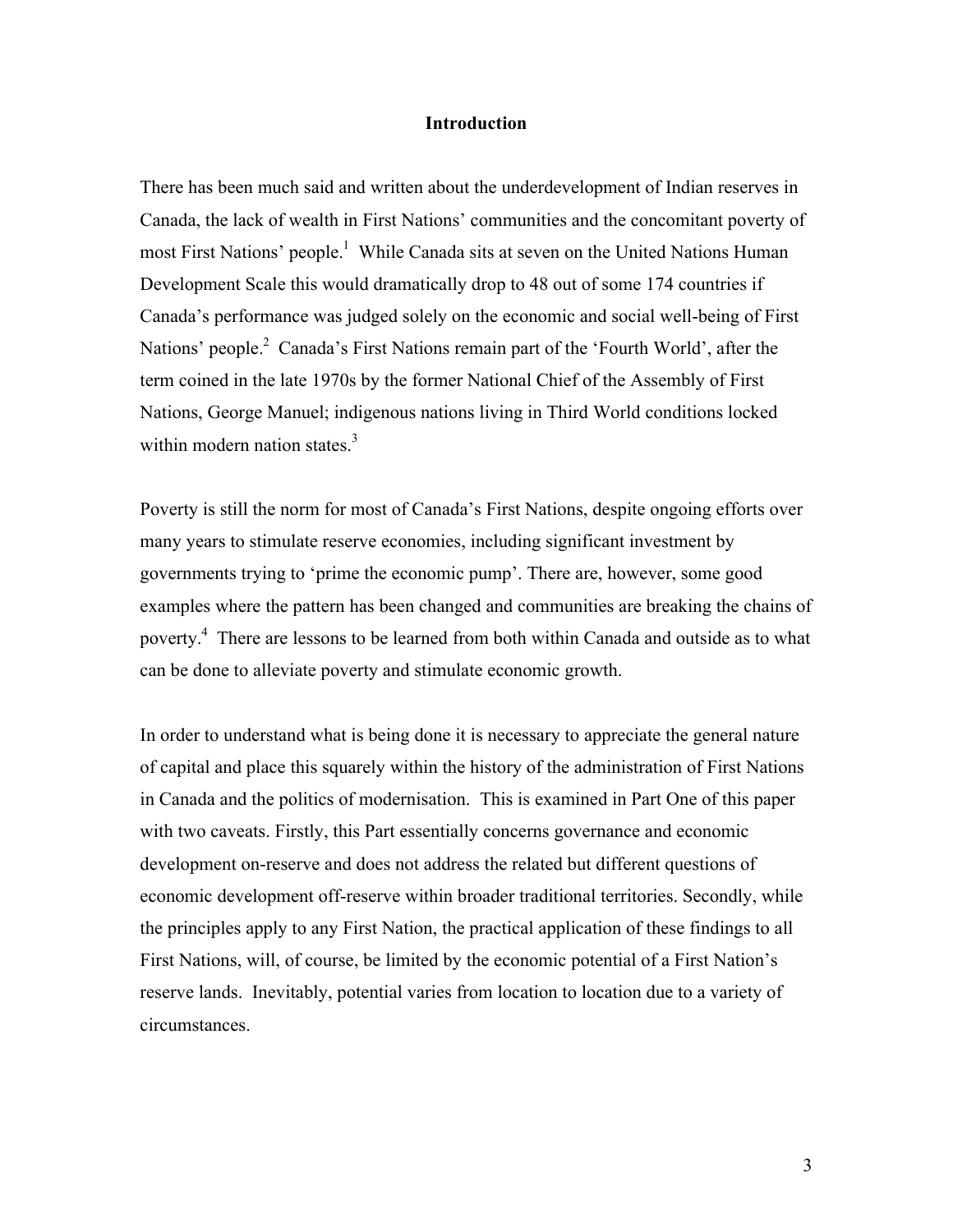## Introduction

There has been much said and written about the underdevelopment of Indian reserves in Canada, the lack of wealth in First Nations' communities and the concomitant poverty of most First Nations' people.[1] While Canada sits at seven on the United Nations Human Development Scale this would dramatically drop to 48 out of some 174 countries if Canada's performance was judged solely on the economic and social well-being of First Nations' people.[2] Canada's First Nations remain part of the 'Fourth World', after the term coined in the late 1970s by the former National Chief of the Assembly of First Nations, George Manuel; indigenous nations living in Third World conditions locked within modern nation states.[3]

Poverty is still the norm for most of Canada's First Nations, despite ongoing efforts over many years to stimulate reserve economies, including significant investment by governments trying to 'prime the economic pump'. There are, however, some good examples where the pattern has been changed and communities are breaking the chains of poverty.[4] There are lessons to be learned from both within Canada and outside as to what can be done to alleviate poverty and stimulate economic growth.

In order to understand what is being done it is necessary to appreciate the general nature of capital and place this squarely within the history of the administration of First Nations in Canada and the politics of modernisation. This is examined in Part One of this paper with two caveats. Firstly, this Part essentially concerns governance and economic development on-reserve and does not address the related but different questions of economic development off-reserve within broader traditional territories. Secondly, while the principles apply to any First Nation, the practical application of these findings to all First Nations, will, of course, be limited by the economic potential of a First Nation's reserve lands. Inevitably, potential varies from location to location due to a variety of circumstances.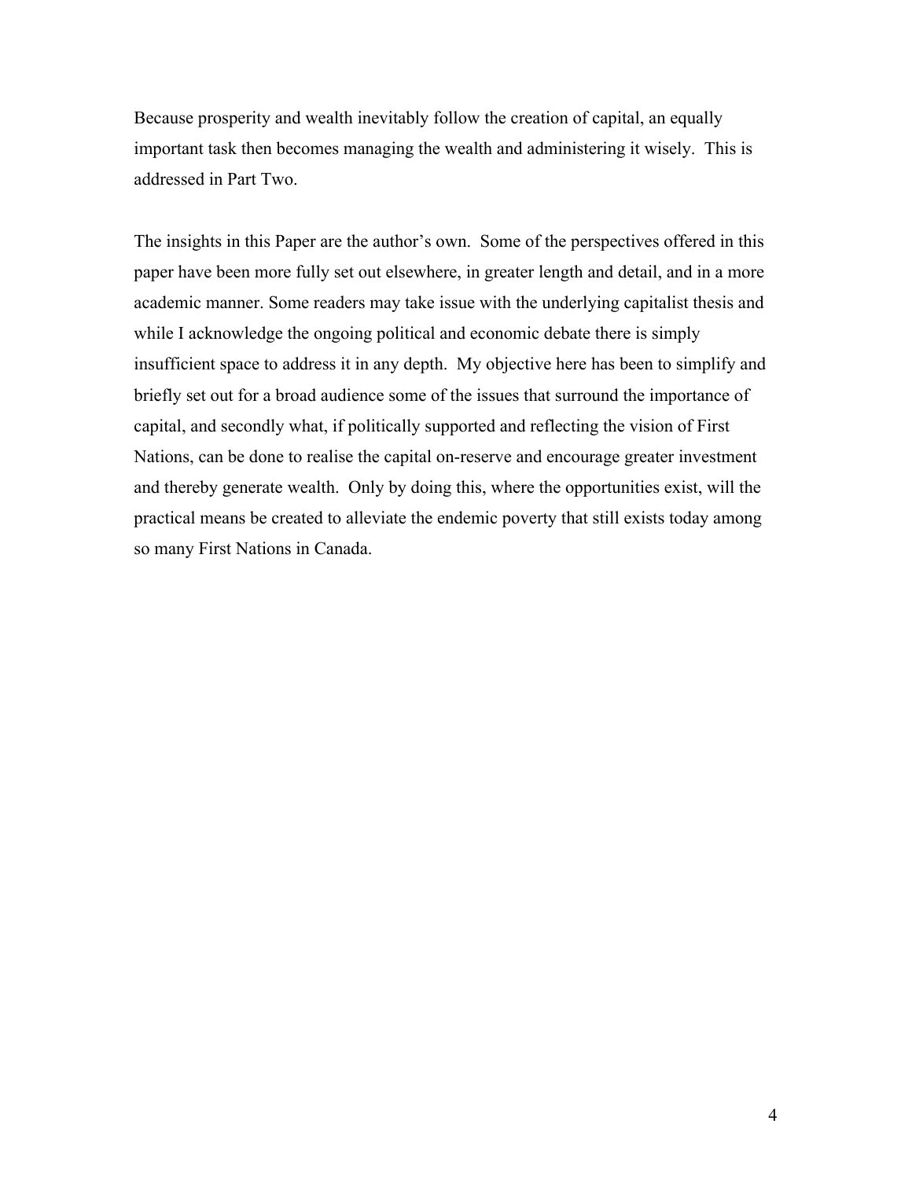Because prosperity and wealth inevitably follow the creation of capital, an equally important task then becomes managing the wealth and administering it wisely. This is addressed in Part Two.

The insights in this Paper are the author's own. Some of the perspectives offered in this paper have been more fully set out elsewhere, in greater length and detail, and in a more academic manner. Some readers may take issue with the underlying capitalist thesis and while I acknowledge the ongoing political and economic debate there is simply insufficient space to address it in any depth. My objective here has been to simplify and briefly set out for a broad audience some of the issues that surround the importance of capital, and secondly what, if politically supported and reflecting the vision of First Nations, can be done to realise the capital on-reserve and encourage greater investment and thereby generate wealth. Only by doing this, where the opportunities exist, will the practical means be created to alleviate the endemic poverty that still exists today among so many First Nations in Canada.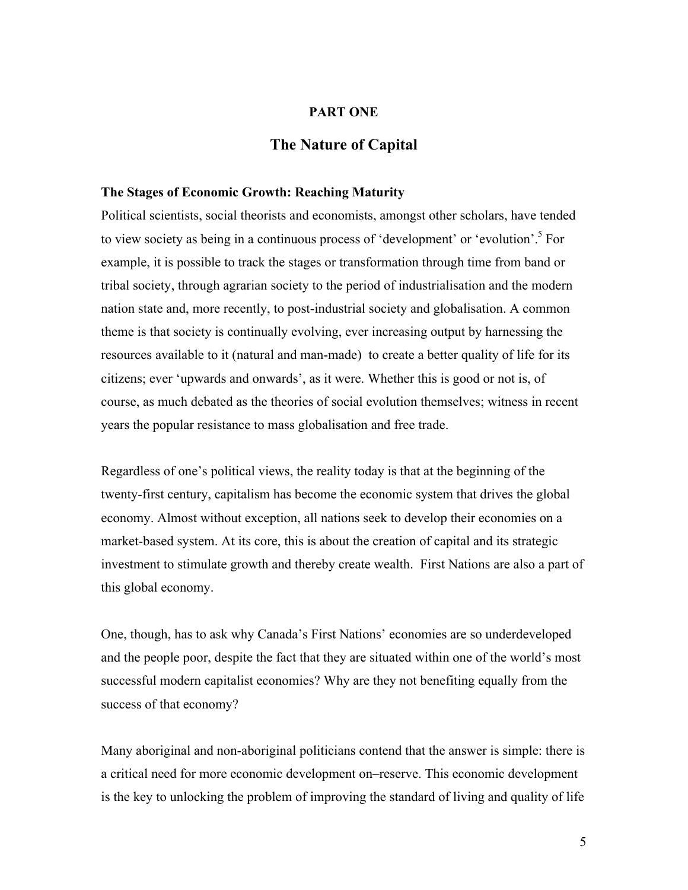## PART ONE

# The Nature of Capital

### The Stages of Economic Growth: Reaching Maturity

Political scientists, social theorists and economists, amongst other scholars, have tended to view society as being in a continuous process of 'development' or 'evolution'.[5] For example, it is possible to track the stages or transformation through time from band or tribal society, through agrarian society to the period of industrialisation and the modern nation state and, more recently, to post-industrial society and globalisation. A common theme is that society is continually evolving, ever increasing output by harnessing the resources available to it (natural and man-made) to create a better quality of life for its citizens; ever 'upwards and onwards', as it were. Whether this is good or not is, of course, as much debated as the theories of social evolution themselves; witness in recent years the popular resistance to mass globalisation and free trade.

Regardless of one's political views, the reality today is that at the beginning of the twenty-first century, capitalism has become the economic system that drives the global economy. Almost without exception, all nations seek to develop their economies on a market-based system. At its core, this is about the creation of capital and its strategic investment to stimulate growth and thereby create wealth. First Nations are also a part of this global economy.

One, though, has to ask why Canada's First Nations' economies are so underdeveloped and the people poor, despite the fact that they are situated within one of the world's most successful modern capitalist economies? Why are they not benefiting equally from the success of that economy?

Many aboriginal and non-aboriginal politicians contend that the answer is simple: there is a critical need for more economic development on–reserve. This economic development is the key to unlocking the problem of improving the standard of living and quality of life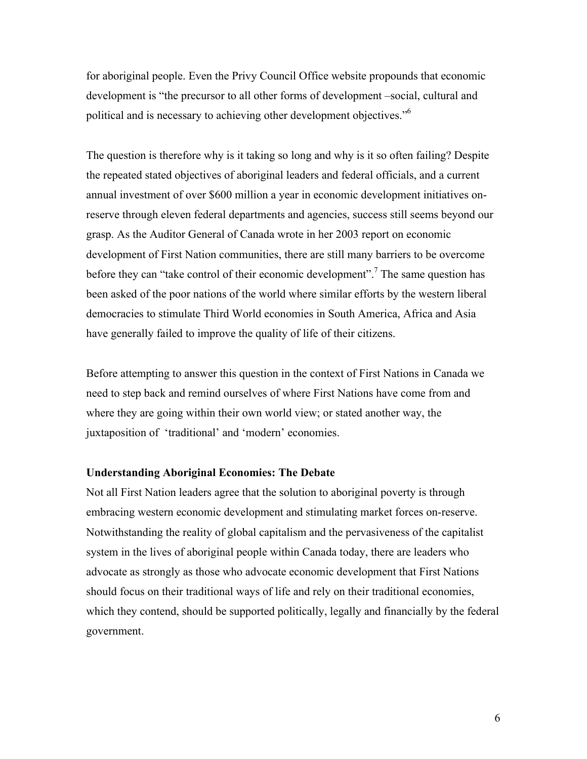for aboriginal people. Even the Privy Council Office website propounds that economic development is "the precursor to all other forms of development –social, cultural and political and is necessary to achieving other development objectives."[6]

The question is therefore why is it taking so long and why is it so often failing? Despite the repeated stated objectives of aboriginal leaders and federal officials, and a current annual investment of over $600 million a year in economic development initiatives on-reserve through eleven federal departments and agencies, success still seems beyond our grasp. As the Auditor General of Canada wrote in her 2003 report on economic development of First Nation communities, there are still many barriers to be overcome before they can "take control of their economic development".[7] The same question has been asked of the poor nations of the world where similar efforts by the western liberal democracies to stimulate Third World economies in South America, Africa and Asia have generally failed to improve the quality of life of their citizens.

Before attempting to answer this question in the context of First Nations in Canada we need to step back and remind ourselves of where First Nations have come from and where they are going within their own world view; or stated another way, the juxtaposition of 'traditional' and 'modern' economies.

**Understanding Aboriginal Economies: The Debate**

Not all First Nation leaders agree that the solution to aboriginal poverty is through embracing western economic development and stimulating market forces on-reserve. Notwithstanding the reality of global capitalism and the pervasiveness of the capitalist system in the lives of aboriginal people within Canada today, there are leaders who advocate as strongly as those who advocate economic development that First Nations should focus on their traditional ways of life and rely on their traditional economies, which they contend, should be supported politically, legally and financially by the federal government.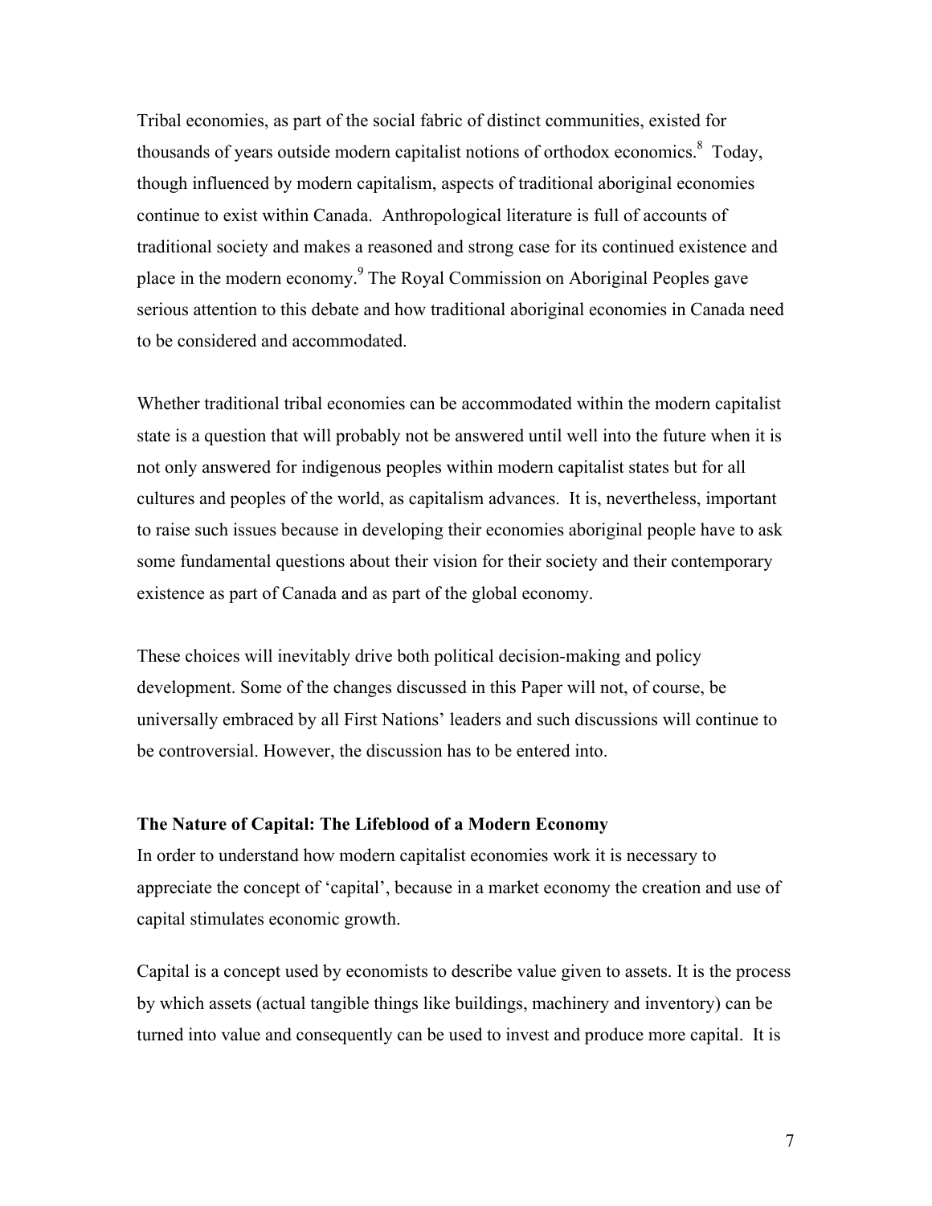Tribal economies, as part of the social fabric of distinct communities, existed for thousands of years outside modern capitalist notions of orthodox economics.[8] Today, though influenced by modern capitalism, aspects of traditional aboriginal economies continue to exist within Canada. Anthropological literature is full of accounts of traditional society and makes a reasoned and strong case for its continued existence and place in the modern economy.[9] The Royal Commission on Aboriginal Peoples gave serious attention to this debate and how traditional aboriginal economies in Canada need to be considered and accommodated.

Whether traditional tribal economies can be accommodated within the modern capitalist state is a question that will probably not be answered until well into the future when it is not only answered for indigenous peoples within modern capitalist states but for all cultures and peoples of the world, as capitalism advances. It is, nevertheless, important to raise such issues because in developing their economies aboriginal people have to ask some fundamental questions about their vision for their society and their contemporary existence as part of Canada and as part of the global economy.

These choices will inevitably drive both political decision-making and policy development. Some of the changes discussed in this Paper will not, of course, be universally embraced by all First Nations' leaders and such discussions will continue to be controversial. However, the discussion has to be entered into.

**The Nature of Capital: The Lifeblood of a Modern Economy**

In order to understand how modern capitalist economies work it is necessary to appreciate the concept of 'capital', because in a market economy the creation and use of capital stimulates economic growth.

Capital is a concept used by economists to describe value given to assets. It is the process by which assets (actual tangible things like buildings, machinery and inventory) can be turned into value and consequently can be used to invest and produce more capital. It is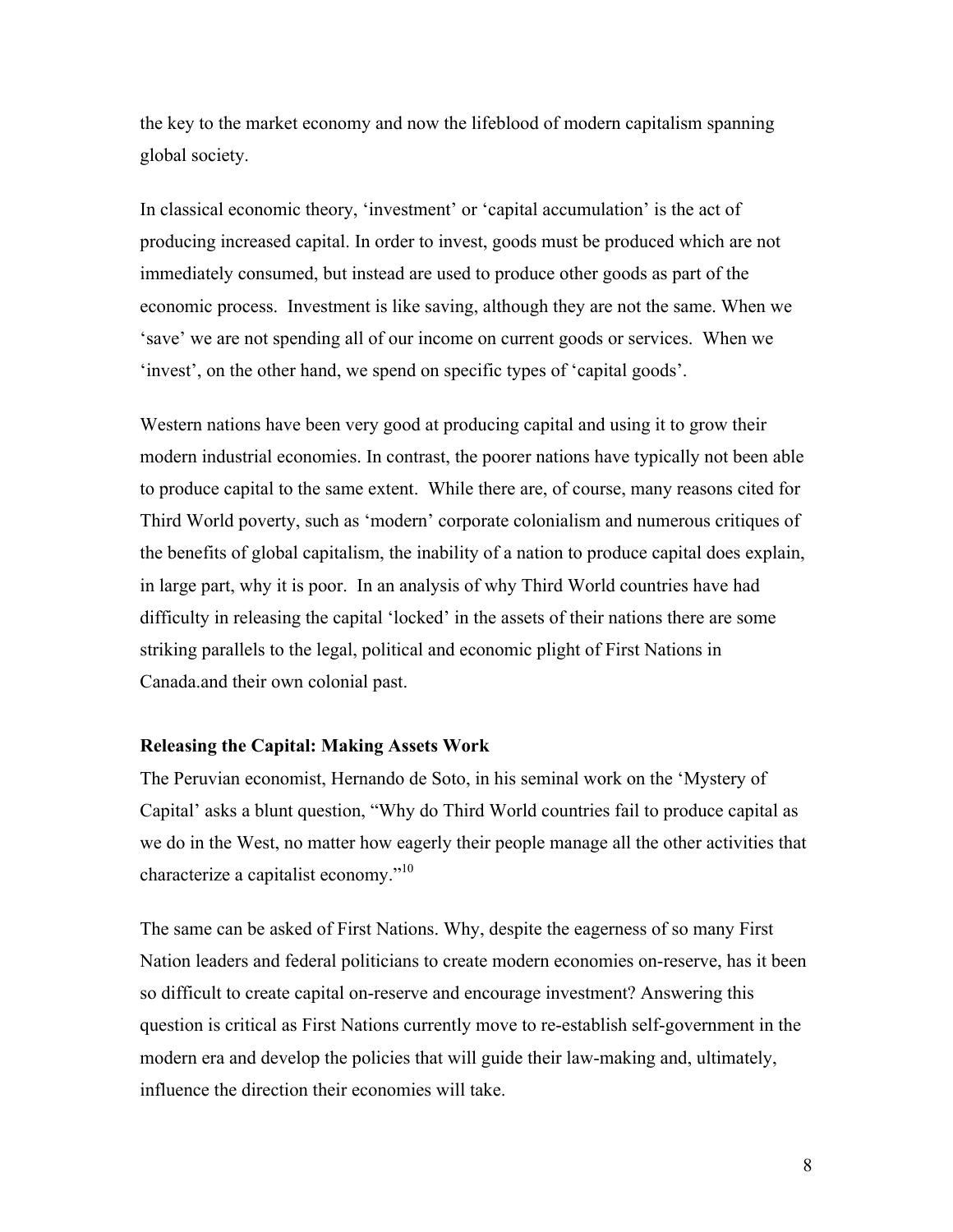the key to the market economy and now the lifeblood of modern capitalism spanning global society.

In classical economic theory, 'investment' or 'capital accumulation' is the act of producing increased capital. In order to invest, goods must be produced which are not immediately consumed, but instead are used to produce other goods as part of the economic process. Investment is like saving, although they are not the same. When we 'save' we are not spending all of our income on current goods or services. When we 'invest', on the other hand, we spend on specific types of 'capital goods'.

Western nations have been very good at producing capital and using it to grow their modern industrial economies. In contrast, the poorer nations have typically not been able to produce capital to the same extent. While there are, of course, many reasons cited for Third World poverty, such as 'modern' corporate colonialism and numerous critiques of the benefits of global capitalism, the inability of a nation to produce capital does explain, in large part, why it is poor. In an analysis of why Third World countries have had difficulty in releasing the capital 'locked' in the assets of their nations there are some striking parallels to the legal, political and economic plight of First Nations in Canada.and their own colonial past.

**Releasing the Capital: Making Assets Work**

The Peruvian economist, Hernando de Soto, in his seminal work on the 'Mystery of Capital' asks a blunt question, "Why do Third World countries fail to produce capital as we do in the West, no matter how eagerly their people manage all the other activities that characterize a capitalist economy."[10]

The same can be asked of First Nations. Why, despite the eagerness of so many First Nation leaders and federal politicians to create modern economies on-reserve, has it been so difficult to create capital on-reserve and encourage investment? Answering this question is critical as First Nations currently move to re-establish self-government in the modern era and develop the policies that will guide their law-making and, ultimately, influence the direction their economies will take.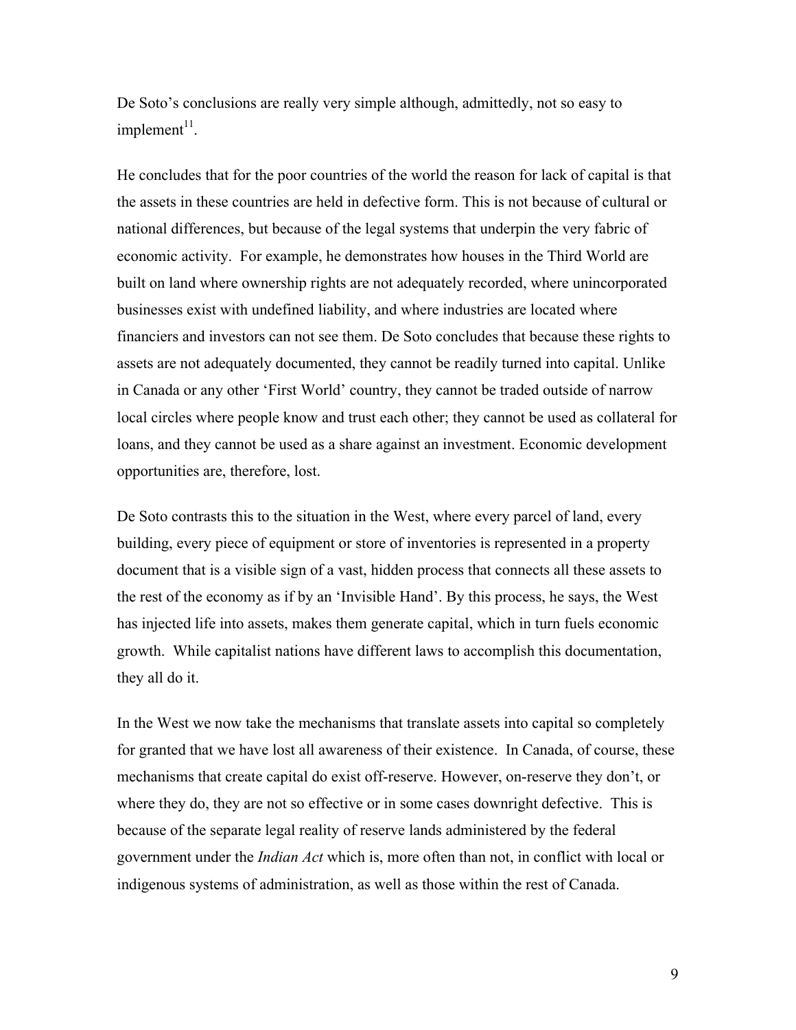De Soto's conclusions are really very simple although, admittedly, not so easy to implement[11].

He concludes that for the poor countries of the world the reason for lack of capital is that the assets in these countries are held in defective form. This is not because of cultural or national differences, but because of the legal systems that underpin the very fabric of economic activity. For example, he demonstrates how houses in the Third World are built on land where ownership rights are not adequately recorded, where unincorporated businesses exist with undefined liability, and where industries are located where financiers and investors can not see them. De Soto concludes that because these rights to assets are not adequately documented, they cannot be readily turned into capital. Unlike in Canada or any other 'First World' country, they cannot be traded outside of narrow local circles where people know and trust each other; they cannot be used as collateral for loans, and they cannot be used as a share against an investment. Economic development opportunities are, therefore, lost.

De Soto contrasts this to the situation in the West, where every parcel of land, every building, every piece of equipment or store of inventories is represented in a property document that is a visible sign of a vast, hidden process that connects all these assets to the rest of the economy as if by an 'Invisible Hand'. By this process, he says, the West has injected life into assets, makes them generate capital, which in turn fuels economic growth. While capitalist nations have different laws to accomplish this documentation, they all do it.

In the West we now take the mechanisms that translate assets into capital so completely for granted that we have lost all awareness of their existence. In Canada, of course, these mechanisms that create capital do exist off-reserve. However, on-reserve they don't, or where they do, they are not so effective or in some cases downright defective. This is because of the separate legal reality of reserve lands administered by the federal government under the *Indian Act* which is, more often than not, in conflict with local or indigenous systems of administration, as well as those within the rest of Canada.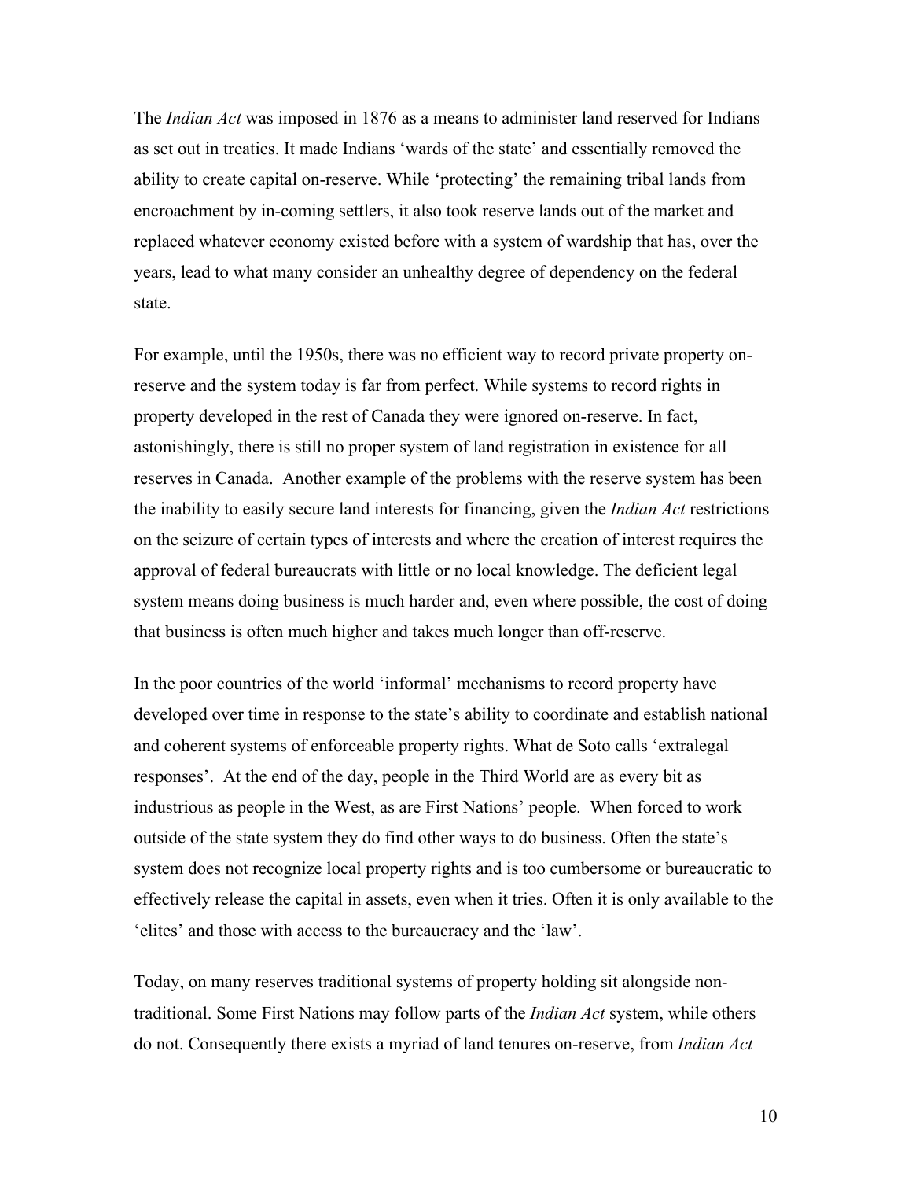The *Indian Act* was imposed in 1876 as a means to administer land reserved for Indians as set out in treaties. It made Indians 'wards of the state' and essentially removed the ability to create capital on-reserve. While 'protecting' the remaining tribal lands from encroachment by in-coming settlers, it also took reserve lands out of the market and replaced whatever economy existed before with a system of wardship that has, over the years, lead to what many consider an unhealthy degree of dependency on the federal state.

For example, until the 1950s, there was no efficient way to record private property on-reserve and the system today is far from perfect. While systems to record rights in property developed in the rest of Canada they were ignored on-reserve. In fact, astonishingly, there is still no proper system of land registration in existence for all reserves in Canada. Another example of the problems with the reserve system has been the inability to easily secure land interests for financing, given the *Indian Act* restrictions on the seizure of certain types of interests and where the creation of interest requires the approval of federal bureaucrats with little or no local knowledge. The deficient legal system means doing business is much harder and, even where possible, the cost of doing that business is often much higher and takes much longer than off-reserve.

In the poor countries of the world 'informal' mechanisms to record property have developed over time in response to the state's ability to coordinate and establish national and coherent systems of enforceable property rights. What de Soto calls 'extralegal responses'. At the end of the day, people in the Third World are as every bit as industrious as people in the West, as are First Nations' people. When forced to work outside of the state system they do find other ways to do business. Often the state's system does not recognize local property rights and is too cumbersome or bureaucratic to effectively release the capital in assets, even when it tries. Often it is only available to the 'elites' and those with access to the bureaucracy and the 'law'.

Today, on many reserves traditional systems of property holding sit alongside non-traditional. Some First Nations may follow parts of the *Indian Act* system, while others do not. Consequently there exists a myriad of land tenures on-reserve, from *Indian Act*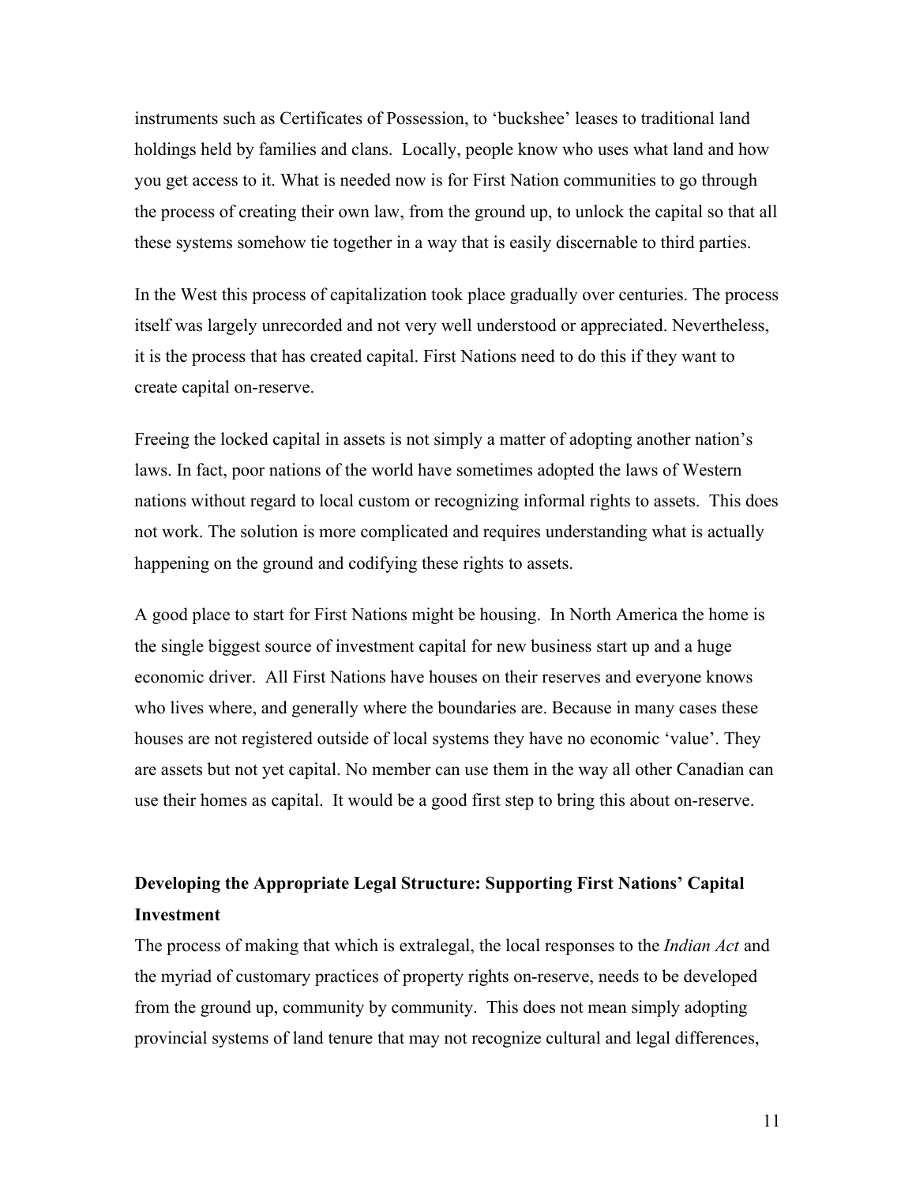instruments such as Certificates of Possession, to 'buckshee' leases to traditional land holdings held by families and clans. Locally, people know who uses what land and how you get access to it. What is needed now is for First Nation communities to go through the process of creating their own law, from the ground up, to unlock the capital so that all these systems somehow tie together in a way that is easily discernable to third parties.

In the West this process of capitalization took place gradually over centuries. The process itself was largely unrecorded and not very well understood or appreciated. Nevertheless, it is the process that has created capital. First Nations need to do this if they want to create capital on-reserve.

Freeing the locked capital in assets is not simply a matter of adopting another nation's laws. In fact, poor nations of the world have sometimes adopted the laws of Western nations without regard to local custom or recognizing informal rights to assets. This does not work. The solution is more complicated and requires understanding what is actually happening on the ground and codifying these rights to assets.

A good place to start for First Nations might be housing. In North America the home is the single biggest source of investment capital for new business start up and a huge economic driver. All First Nations have houses on their reserves and everyone knows who lives where, and generally where the boundaries are. Because in many cases these houses are not registered outside of local systems they have no economic 'value'. They are assets but not yet capital. No member can use them in the way all other Canadian can use their homes as capital. It would be a good first step to bring this about on-reserve.

## Developing the Appropriate Legal Structure: Supporting First Nations' Capital Investment

The process of making that which is extralegal, the local responses to the *Indian Act* and the myriad of customary practices of property rights on-reserve, needs to be developed from the ground up, community by community. This does not mean simply adopting provincial systems of land tenure that may not recognize cultural and legal differences,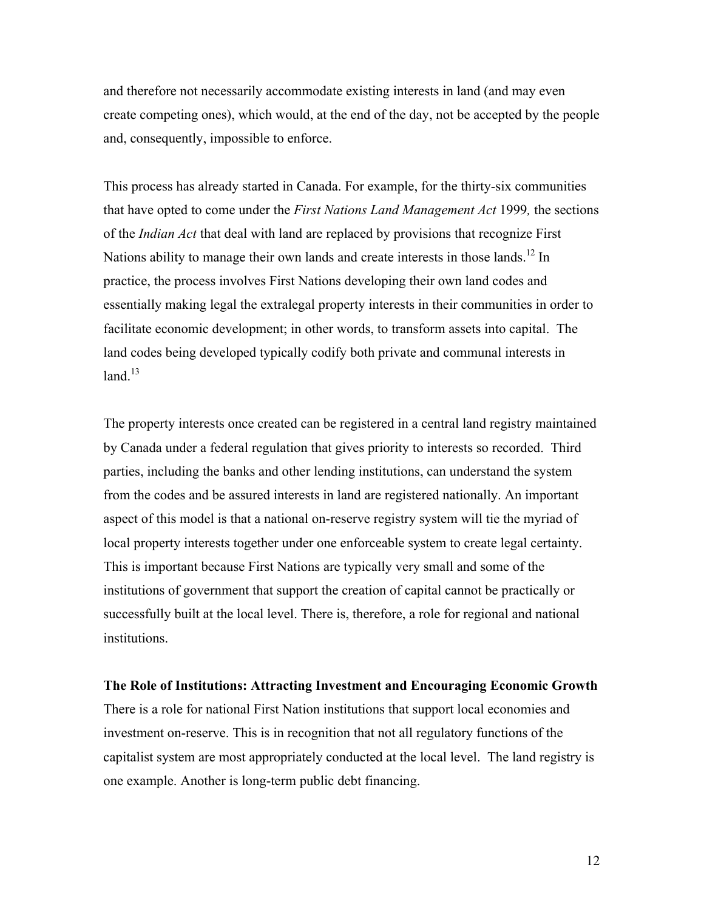and therefore not necessarily accommodate existing interests in land (and may even create competing ones), which would, at the end of the day, not be accepted by the people and, consequently, impossible to enforce.

This process has already started in Canada. For example, for the thirty-six communities that have opted to come under the *First Nations Land Management Act* 1999*,* the sections of the *Indian Act* that deal with land are replaced by provisions that recognize First Nations ability to manage their own lands and create interests in those lands.[12] In practice, the process involves First Nations developing their own land codes and essentially making legal the extralegal property interests in their communities in order to facilitate economic development; in other words, to transform assets into capital. The land codes being developed typically codify both private and communal interests in land.[13]

The property interests once created can be registered in a central land registry maintained by Canada under a federal regulation that gives priority to interests so recorded. Third parties, including the banks and other lending institutions, can understand the system from the codes and be assured interests in land are registered nationally. An important aspect of this model is that a national on-reserve registry system will tie the myriad of local property interests together under one enforceable system to create legal certainty. This is important because First Nations are typically very small and some of the institutions of government that support the creation of capital cannot be practically or successfully built at the local level. There is, therefore, a role for regional and national institutions.

**The Role of Institutions: Attracting Investment and Encouraging Economic Growth**

There is a role for national First Nation institutions that support local economies and investment on-reserve. This is in recognition that not all regulatory functions of the capitalist system are most appropriately conducted at the local level. The land registry is one example. Another is long-term public debt financing.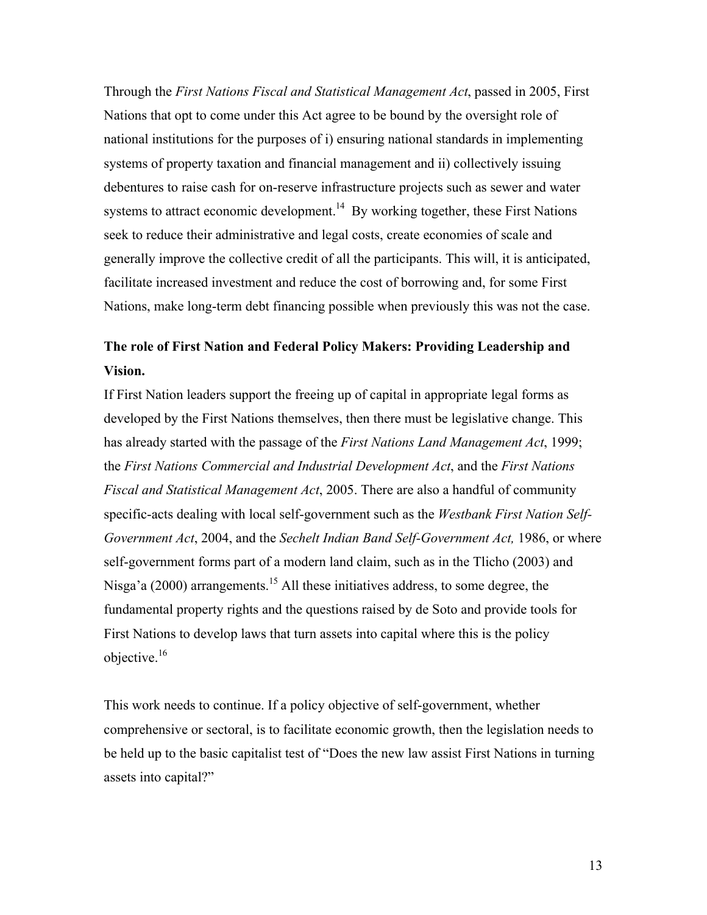Through the *First Nations Fiscal and Statistical Management Act*, passed in 2005, First Nations that opt to come under this Act agree to be bound by the oversight role of national institutions for the purposes of i) ensuring national standards in implementing systems of property taxation and financial management and ii) collectively issuing debentures to raise cash for on-reserve infrastructure projects such as sewer and water systems to attract economic development.[14] By working together, these First Nations seek to reduce their administrative and legal costs, create economies of scale and generally improve the collective credit of all the participants. This will, it is anticipated, facilitate increased investment and reduce the cost of borrowing and, for some First Nations, make long-term debt financing possible when previously this was not the case.

**The role of First Nation and Federal Policy Makers: Providing Leadership and Vision.**

If First Nation leaders support the freeing up of capital in appropriate legal forms as developed by the First Nations themselves, then there must be legislative change. This has already started with the passage of the *First Nations Land Management Act*, 1999; the *First Nations Commercial and Industrial Development Act*, and the *First Nations Fiscal and Statistical Management Act*, 2005. There are also a handful of community specific-acts dealing with local self-government such as the *Westbank First Nation Self-Government Act*, 2004, and the *Sechelt Indian Band Self-Government Act,* 1986, or where self-government forms part of a modern land claim, such as in the Tlicho (2003) and Nisga'a (2000) arrangements.[15] All these initiatives address, to some degree, the fundamental property rights and the questions raised by de Soto and provide tools for First Nations to develop laws that turn assets into capital where this is the policy objective.[16]

This work needs to continue. If a policy objective of self-government, whether comprehensive or sectoral, is to facilitate economic growth, then the legislation needs to be held up to the basic capitalist test of "Does the new law assist First Nations in turning assets into capital?"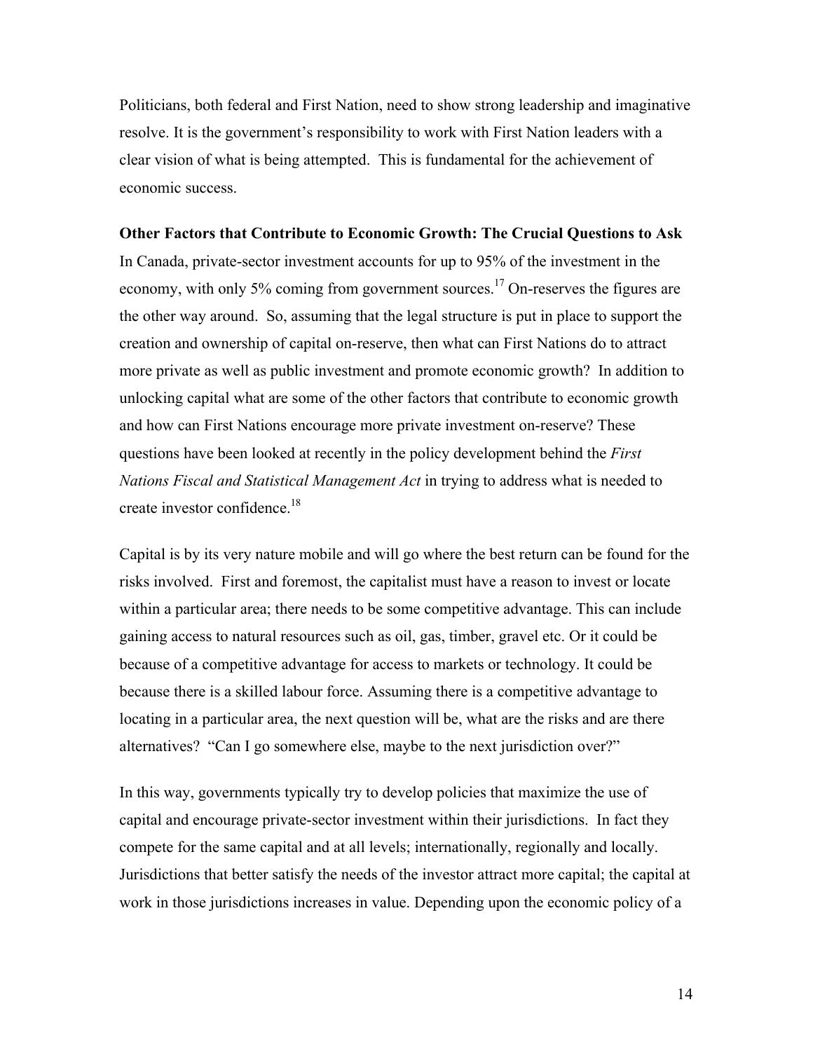Politicians, both federal and First Nation, need to show strong leadership and imaginative resolve. It is the government's responsibility to work with First Nation leaders with a clear vision of what is being attempted. This is fundamental for the achievement of economic success.

**Other Factors that Contribute to Economic Growth: The Crucial Questions to Ask**

In Canada, private-sector investment accounts for up to 95% of the investment in the economy, with only 5% coming from government sources.[17] On-reserves the figures are the other way around. So, assuming that the legal structure is put in place to support the creation and ownership of capital on-reserve, then what can First Nations do to attract more private as well as public investment and promote economic growth? In addition to unlocking capital what are some of the other factors that contribute to economic growth and how can First Nations encourage more private investment on-reserve? These questions have been looked at recently in the policy development behind the *First Nations Fiscal and Statistical Management Act* in trying to address what is needed to create investor confidence.[18]

Capital is by its very nature mobile and will go where the best return can be found for the risks involved. First and foremost, the capitalist must have a reason to invest or locate within a particular area; there needs to be some competitive advantage. This can include gaining access to natural resources such as oil, gas, timber, gravel etc. Or it could be because of a competitive advantage for access to markets or technology. It could be because there is a skilled labour force. Assuming there is a competitive advantage to locating in a particular area, the next question will be, what are the risks and are there alternatives? "Can I go somewhere else, maybe to the next jurisdiction over?"

In this way, governments typically try to develop policies that maximize the use of capital and encourage private-sector investment within their jurisdictions. In fact they compete for the same capital and at all levels; internationally, regionally and locally. Jurisdictions that better satisfy the needs of the investor attract more capital; the capital at work in those jurisdictions increases in value. Depending upon the economic policy of a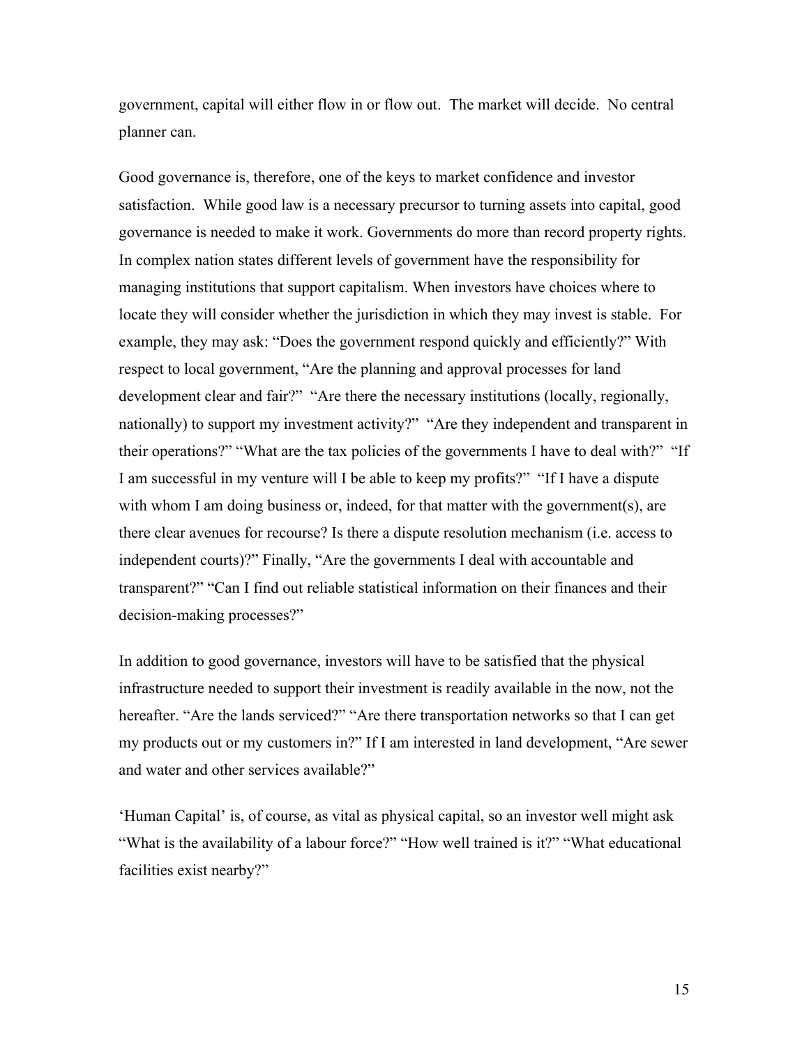government, capital will either flow in or flow out. The market will decide. No central planner can.

Good governance is, therefore, one of the keys to market confidence and investor satisfaction. While good law is a necessary precursor to turning assets into capital, good governance is needed to make it work. Governments do more than record property rights. In complex nation states different levels of government have the responsibility for managing institutions that support capitalism. When investors have choices where to locate they will consider whether the jurisdiction in which they may invest is stable. For example, they may ask: "Does the government respond quickly and efficiently?" With respect to local government, "Are the planning and approval processes for land development clear and fair?" "Are there the necessary institutions (locally, regionally, nationally) to support my investment activity?" "Are they independent and transparent in their operations?" "What are the tax policies of the governments I have to deal with?" "If I am successful in my venture will I be able to keep my profits?" "If I have a dispute with whom I am doing business or, indeed, for that matter with the government(s), are there clear avenues for recourse? Is there a dispute resolution mechanism (i.e. access to independent courts)?" Finally, "Are the governments I deal with accountable and transparent?" "Can I find out reliable statistical information on their finances and their decision-making processes?"

In addition to good governance, investors will have to be satisfied that the physical infrastructure needed to support their investment is readily available in the now, not the hereafter. "Are the lands serviced?" "Are there transportation networks so that I can get my products out or my customers in?" If I am interested in land development, "Are sewer and water and other services available?"

'Human Capital' is, of course, as vital as physical capital, so an investor well might ask "What is the availability of a labour force?" "How well trained is it?" "What educational facilities exist nearby?"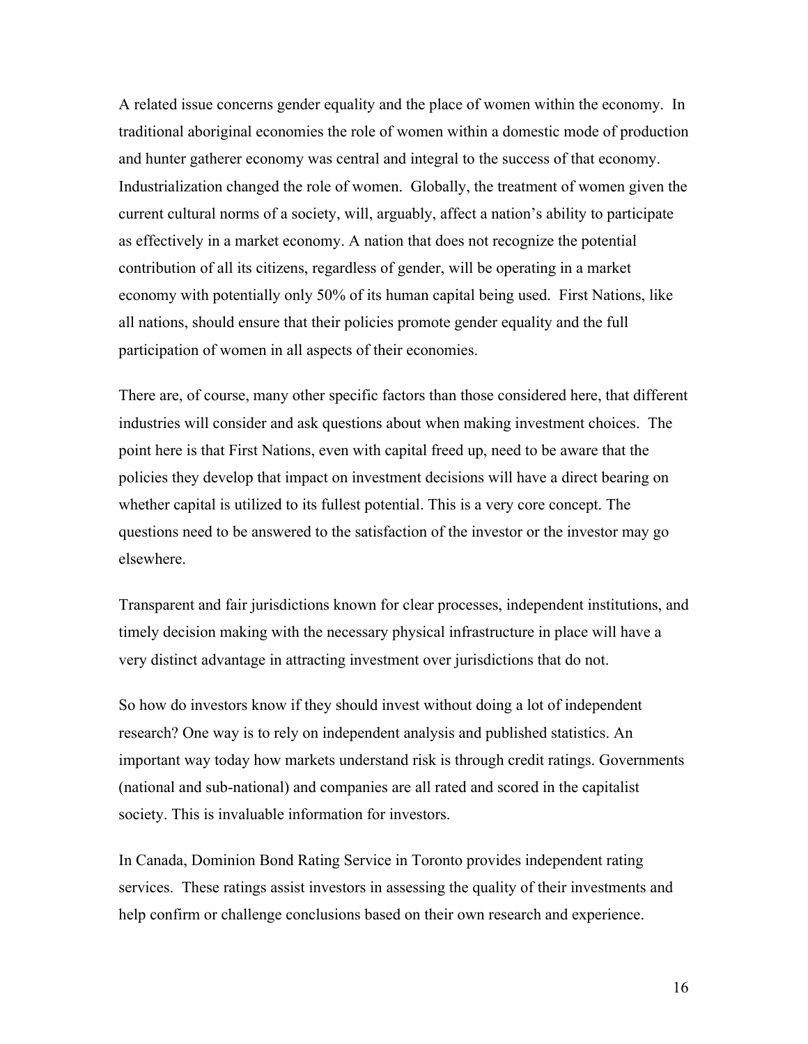A related issue concerns gender equality and the place of women within the economy. In traditional aboriginal economies the role of women within a domestic mode of production and hunter gatherer economy was central and integral to the success of that economy. Industrialization changed the role of women. Globally, the treatment of women given the current cultural norms of a society, will, arguably, affect a nation's ability to participate as effectively in a market economy. A nation that does not recognize the potential contribution of all its citizens, regardless of gender, will be operating in a market economy with potentially only 50% of its human capital being used. First Nations, like all nations, should ensure that their policies promote gender equality and the full participation of women in all aspects of their economies.

There are, of course, many other specific factors than those considered here, that different industries will consider and ask questions about when making investment choices. The point here is that First Nations, even with capital freed up, need to be aware that the policies they develop that impact on investment decisions will have a direct bearing on whether capital is utilized to its fullest potential. This is a very core concept. The questions need to be answered to the satisfaction of the investor or the investor may go elsewhere.

Transparent and fair jurisdictions known for clear processes, independent institutions, and timely decision making with the necessary physical infrastructure in place will have a very distinct advantage in attracting investment over jurisdictions that do not.

So how do investors know if they should invest without doing a lot of independent research? One way is to rely on independent analysis and published statistics. An important way today how markets understand risk is through credit ratings. Governments (national and sub-national) and companies are all rated and scored in the capitalist society. This is invaluable information for investors.

In Canada, Dominion Bond Rating Service in Toronto provides independent rating services. These ratings assist investors in assessing the quality of their investments and help confirm or challenge conclusions based on their own research and experience.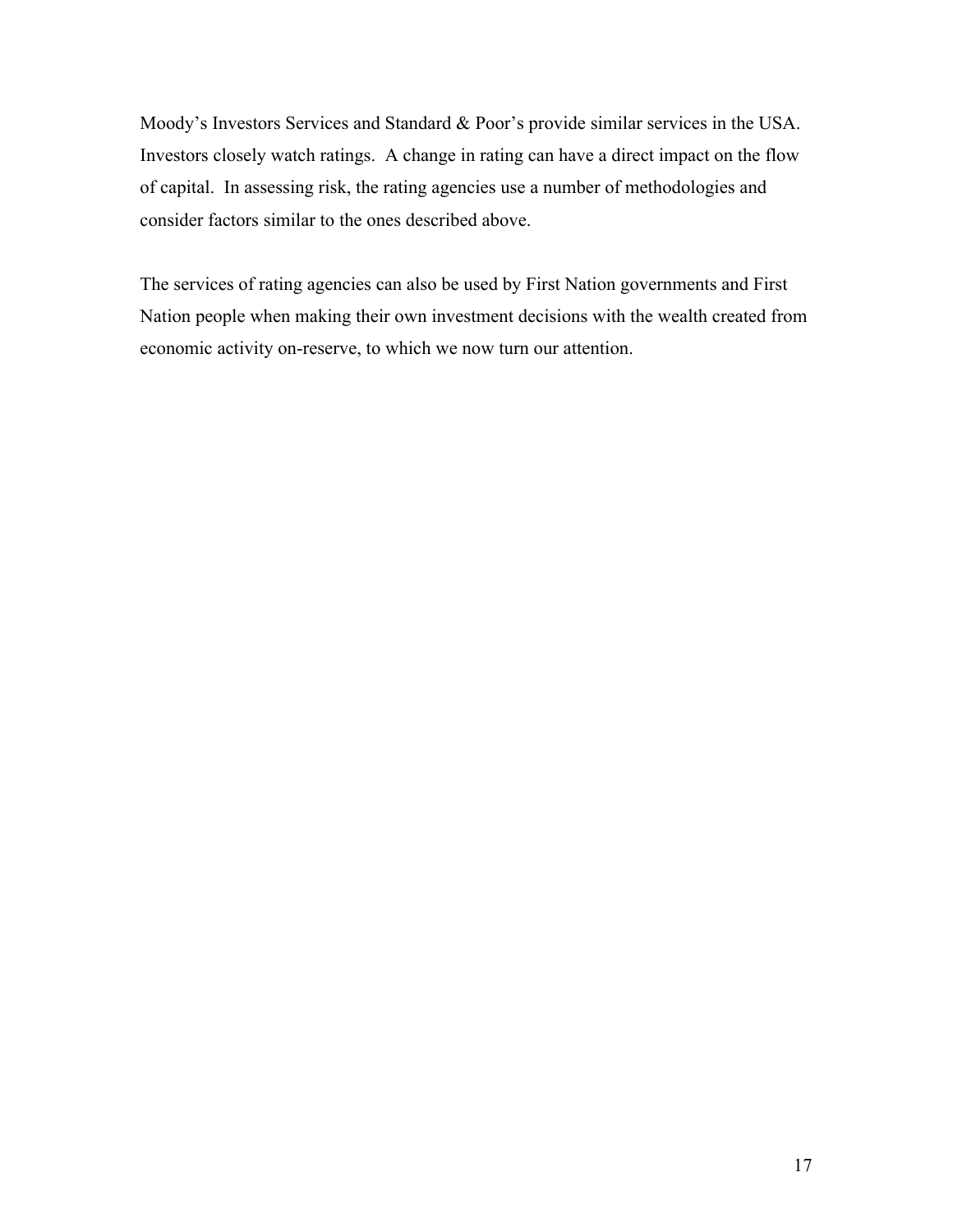Moody's Investors Services and Standard & Poor's provide similar services in the USA. Investors closely watch ratings. A change in rating can have a direct impact on the flow of capital. In assessing risk, the rating agencies use a number of methodologies and consider factors similar to the ones described above.

The services of rating agencies can also be used by First Nation governments and First Nation people when making their own investment decisions with the wealth created from economic activity on-reserve, to which we now turn our attention.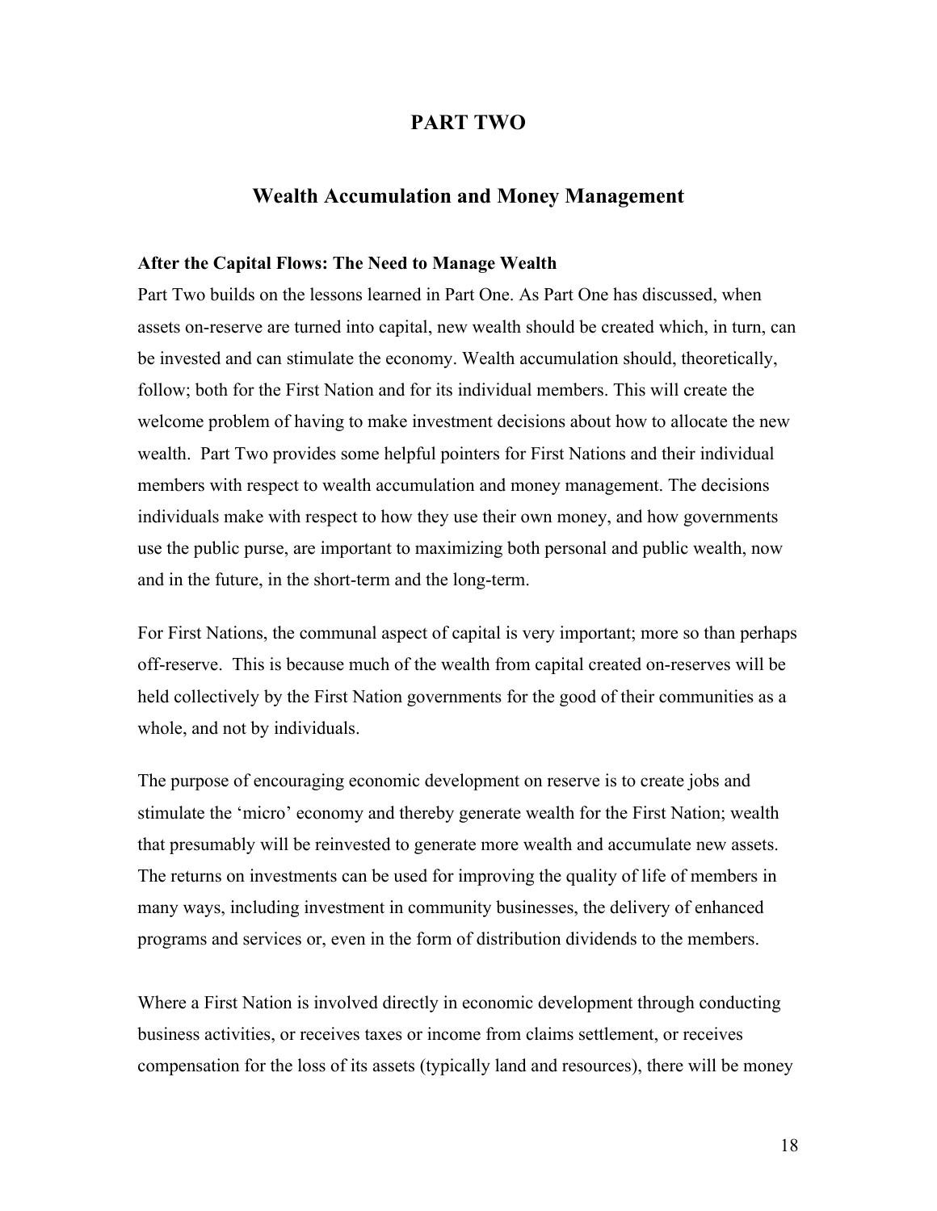# PART TWO

## Wealth Accumulation and Money Management

**After the Capital Flows: The Need to Manage Wealth**

Part Two builds on the lessons learned in Part One. As Part One has discussed, when assets on-reserve are turned into capital, new wealth should be created which, in turn, can be invested and can stimulate the economy. Wealth accumulation should, theoretically, follow; both for the First Nation and for its individual members. This will create the welcome problem of having to make investment decisions about how to allocate the new wealth. Part Two provides some helpful pointers for First Nations and their individual members with respect to wealth accumulation and money management. The decisions individuals make with respect to how they use their own money, and how governments use the public purse, are important to maximizing both personal and public wealth, now and in the future, in the short-term and the long-term.

For First Nations, the communal aspect of capital is very important; more so than perhaps off-reserve. This is because much of the wealth from capital created on-reserves will be held collectively by the First Nation governments for the good of their communities as a whole, and not by individuals.

The purpose of encouraging economic development on reserve is to create jobs and stimulate the 'micro' economy and thereby generate wealth for the First Nation; wealth that presumably will be reinvested to generate more wealth and accumulate new assets. The returns on investments can be used for improving the quality of life of members in many ways, including investment in community businesses, the delivery of enhanced programs and services or, even in the form of distribution dividends to the members.

Where a First Nation is involved directly in economic development through conducting business activities, or receives taxes or income from claims settlement, or receives compensation for the loss of its assets (typically land and resources), there will be money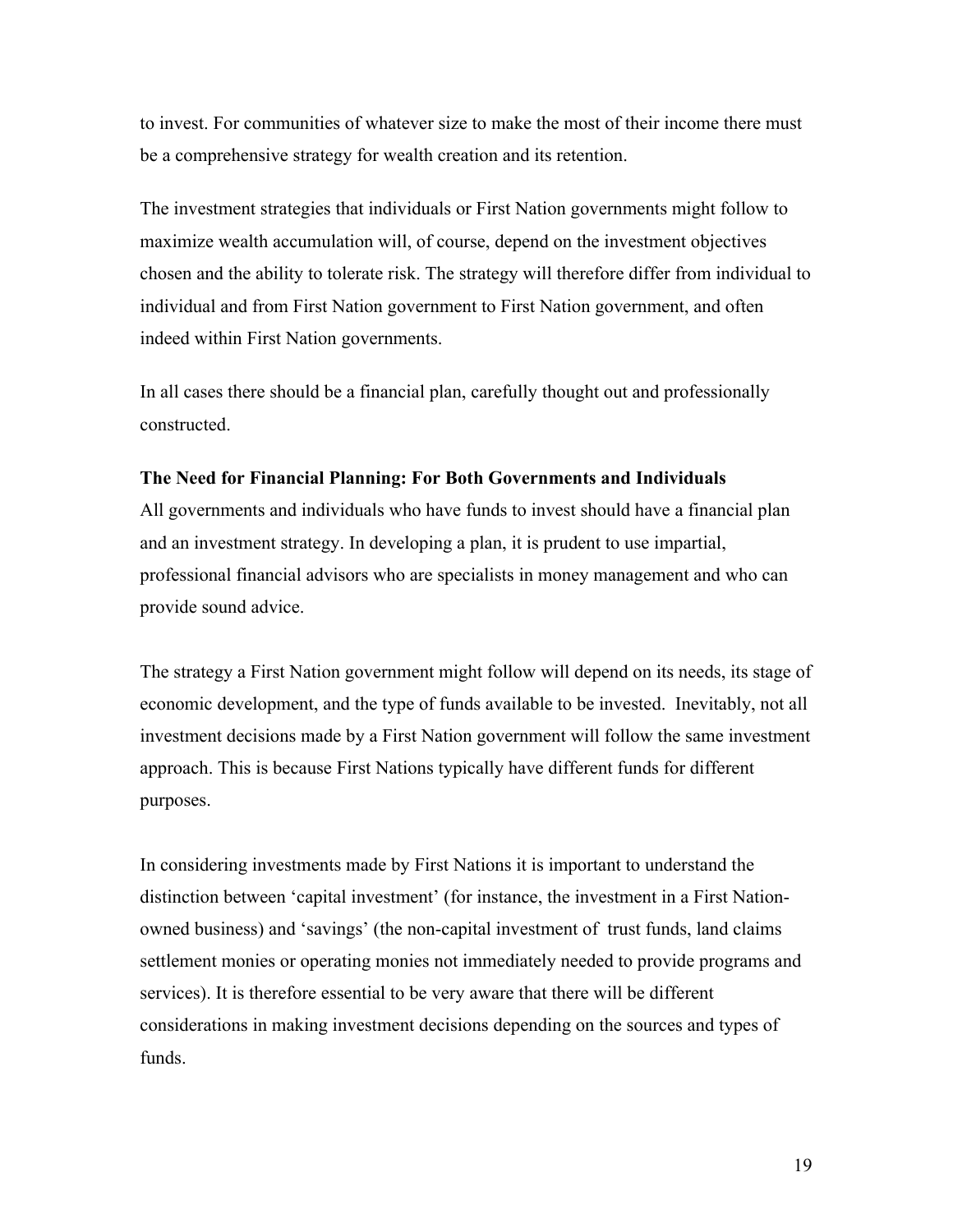to invest. For communities of whatever size to make the most of their income there must be a comprehensive strategy for wealth creation and its retention.

The investment strategies that individuals or First Nation governments might follow to maximize wealth accumulation will, of course, depend on the investment objectives chosen and the ability to tolerate risk. The strategy will therefore differ from individual to individual and from First Nation government to First Nation government, and often indeed within First Nation governments.

In all cases there should be a financial plan, carefully thought out and professionally constructed.

**The Need for Financial Planning: For Both Governments and Individuals**

All governments and individuals who have funds to invest should have a financial plan and an investment strategy. In developing a plan, it is prudent to use impartial, professional financial advisors who are specialists in money management and who can provide sound advice.

The strategy a First Nation government might follow will depend on its needs, its stage of economic development, and the type of funds available to be invested. Inevitably, not all investment decisions made by a First Nation government will follow the same investment approach. This is because First Nations typically have different funds for different purposes.

In considering investments made by First Nations it is important to understand the distinction between 'capital investment' (for instance, the investment in a First Nation-owned business) and 'savings' (the non-capital investment of trust funds, land claims settlement monies or operating monies not immediately needed to provide programs and services). It is therefore essential to be very aware that there will be different considerations in making investment decisions depending on the sources and types of funds.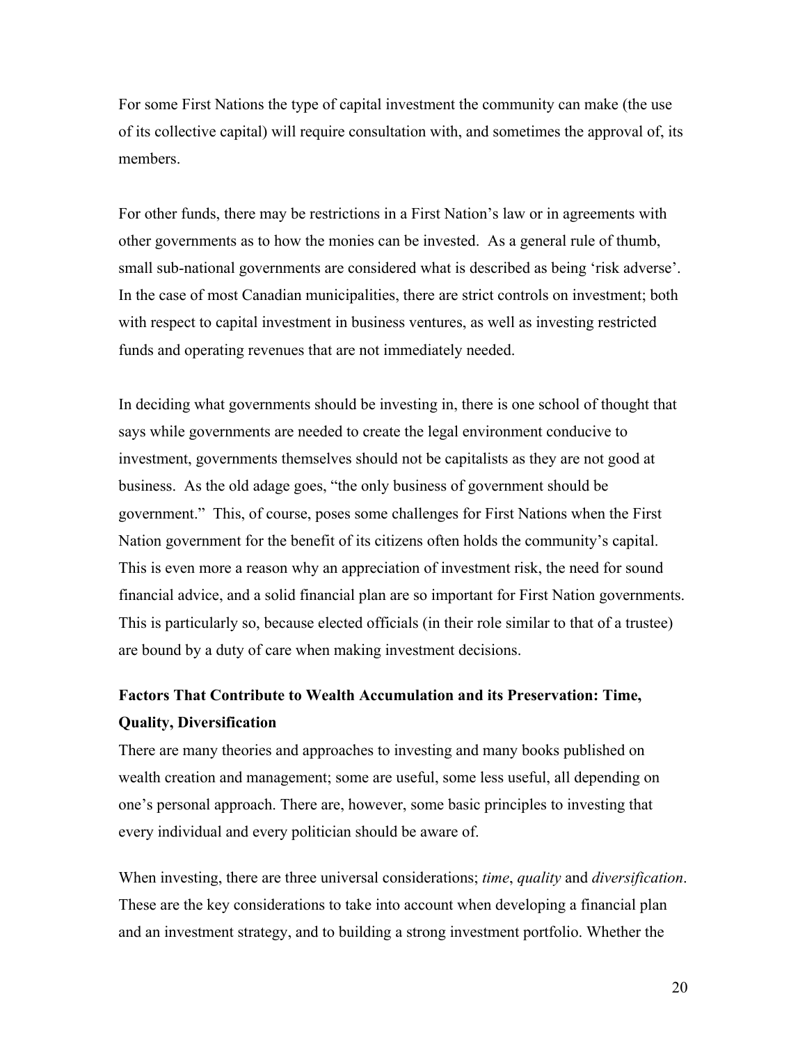For some First Nations the type of capital investment the community can make (the use of its collective capital) will require consultation with, and sometimes the approval of, its members.

For other funds, there may be restrictions in a First Nation's law or in agreements with other governments as to how the monies can be invested. As a general rule of thumb, small sub-national governments are considered what is described as being 'risk adverse'. In the case of most Canadian municipalities, there are strict controls on investment; both with respect to capital investment in business ventures, as well as investing restricted funds and operating revenues that are not immediately needed.

In deciding what governments should be investing in, there is one school of thought that says while governments are needed to create the legal environment conducive to investment, governments themselves should not be capitalists as they are not good at business. As the old adage goes, "the only business of government should be government." This, of course, poses some challenges for First Nations when the First Nation government for the benefit of its citizens often holds the community's capital. This is even more a reason why an appreciation of investment risk, the need for sound financial advice, and a solid financial plan are so important for First Nation governments. This is particularly so, because elected officials (in their role similar to that of a trustee) are bound by a duty of care when making investment decisions.

**Factors That Contribute to Wealth Accumulation and its Preservation: Time, Quality, Diversification**

There are many theories and approaches to investing and many books published on wealth creation and management; some are useful, some less useful, all depending on one's personal approach. There are, however, some basic principles to investing that every individual and every politician should be aware of.

When investing, there are three universal considerations; *time*, *quality* and *diversification*. These are the key considerations to take into account when developing a financial plan and an investment strategy, and to building a strong investment portfolio. Whether the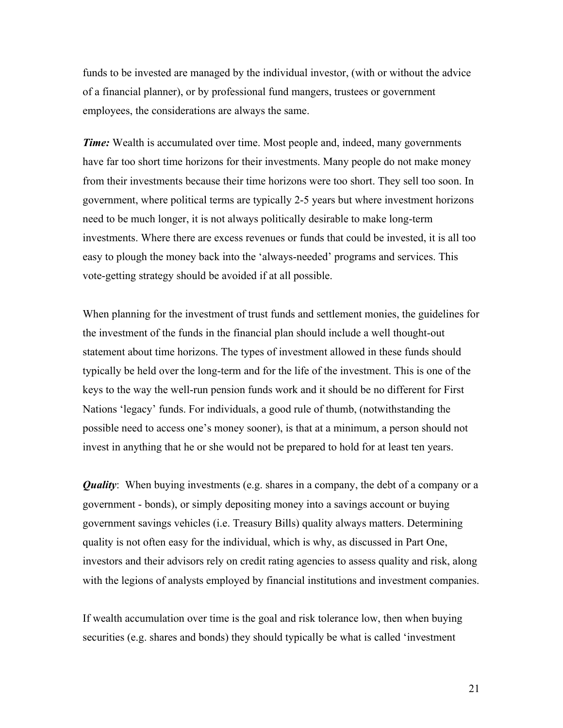funds to be invested are managed by the individual investor, (with or without the advice of a financial planner), or by professional fund mangers, trustees or government employees, the considerations are always the same.

***Time:*** Wealth is accumulated over time. Most people and, indeed, many governments have far too short time horizons for their investments. Many people do not make money from their investments because their time horizons were too short. They sell too soon. In government, where political terms are typically 2-5 years but where investment horizons need to be much longer, it is not always politically desirable to make long-term investments. Where there are excess revenues or funds that could be invested, it is all too easy to plough the money back into the 'always-needed' programs and services. This vote-getting strategy should be avoided if at all possible.

When planning for the investment of trust funds and settlement monies, the guidelines for the investment of the funds in the financial plan should include a well thought-out statement about time horizons. The types of investment allowed in these funds should typically be held over the long-term and for the life of the investment. This is one of the keys to the way the well-run pension funds work and it should be no different for First Nations 'legacy' funds. For individuals, a good rule of thumb, (notwithstanding the possible need to access one's money sooner), is that at a minimum, a person should not invest in anything that he or she would not be prepared to hold for at least ten years.

***Quality***: When buying investments (e.g. shares in a company, the debt of a company or a government - bonds), or simply depositing money into a savings account or buying government savings vehicles (i.e. Treasury Bills) quality always matters. Determining quality is not often easy for the individual, which is why, as discussed in Part One, investors and their advisors rely on credit rating agencies to assess quality and risk, along with the legions of analysts employed by financial institutions and investment companies.

If wealth accumulation over time is the goal and risk tolerance low, then when buying securities (e.g. shares and bonds) they should typically be what is called 'investment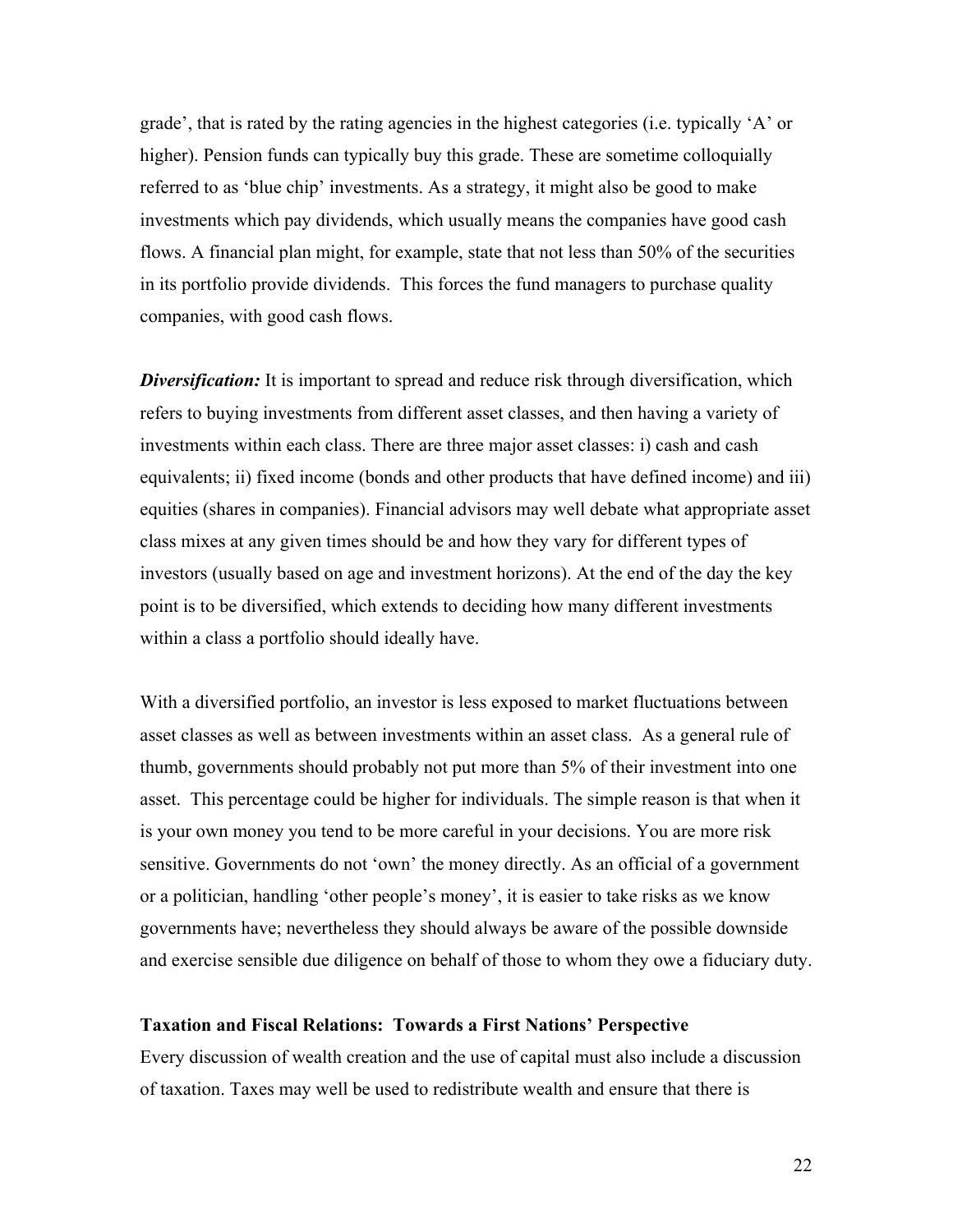grade', that is rated by the rating agencies in the highest categories (i.e. typically 'A' or higher). Pension funds can typically buy this grade. These are sometime colloquially referred to as 'blue chip' investments. As a strategy, it might also be good to make investments which pay dividends, which usually means the companies have good cash flows. A financial plan might, for example, state that not less than 50% of the securities in its portfolio provide dividends. This forces the fund managers to purchase quality companies, with good cash flows.

***Diversification:*** It is important to spread and reduce risk through diversification, which refers to buying investments from different asset classes, and then having a variety of investments within each class. There are three major asset classes: i) cash and cash equivalents; ii) fixed income (bonds and other products that have defined income) and iii) equities (shares in companies). Financial advisors may well debate what appropriate asset class mixes at any given times should be and how they vary for different types of investors (usually based on age and investment horizons). At the end of the day the key point is to be diversified, which extends to deciding how many different investments within a class a portfolio should ideally have.

With a diversified portfolio, an investor is less exposed to market fluctuations between asset classes as well as between investments within an asset class. As a general rule of thumb, governments should probably not put more than 5% of their investment into one asset. This percentage could be higher for individuals. The simple reason is that when it is your own money you tend to be more careful in your decisions. You are more risk sensitive. Governments do not 'own' the money directly. As an official of a government or a politician, handling 'other people's money', it is easier to take risks as we know governments have; nevertheless they should always be aware of the possible downside and exercise sensible due diligence on behalf of those to whom they owe a fiduciary duty.

## Taxation and Fiscal Relations: Towards a First Nations' Perspective

Every discussion of wealth creation and the use of capital must also include a discussion of taxation. Taxes may well be used to redistribute wealth and ensure that there is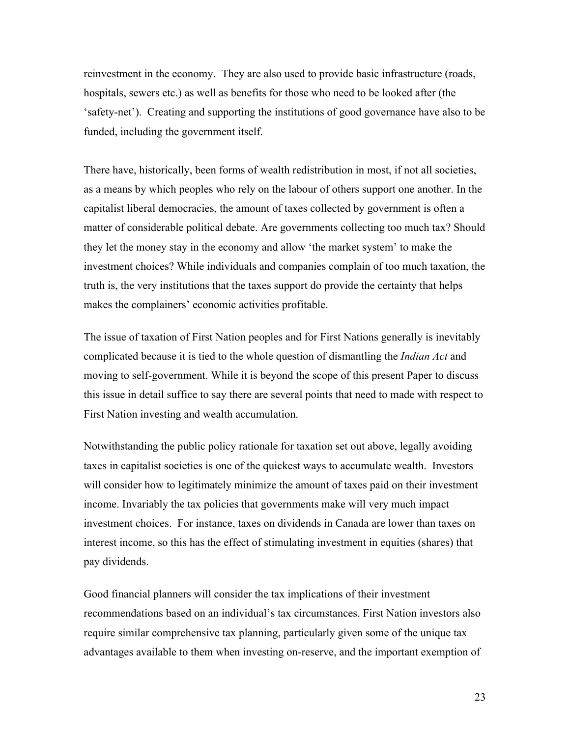reinvestment in the economy. They are also used to provide basic infrastructure (roads, hospitals, sewers etc.) as well as benefits for those who need to be looked after (the 'safety-net'). Creating and supporting the institutions of good governance have also to be funded, including the government itself.

There have, historically, been forms of wealth redistribution in most, if not all societies, as a means by which peoples who rely on the labour of others support one another. In the capitalist liberal democracies, the amount of taxes collected by government is often a matter of considerable political debate. Are governments collecting too much tax? Should they let the money stay in the economy and allow 'the market system' to make the investment choices? While individuals and companies complain of too much taxation, the truth is, the very institutions that the taxes support do provide the certainty that helps makes the complainers' economic activities profitable.

The issue of taxation of First Nation peoples and for First Nations generally is inevitably complicated because it is tied to the whole question of dismantling the *Indian Act* and moving to self-government. While it is beyond the scope of this present Paper to discuss this issue in detail suffice to say there are several points that need to made with respect to First Nation investing and wealth accumulation.

Notwithstanding the public policy rationale for taxation set out above, legally avoiding taxes in capitalist societies is one of the quickest ways to accumulate wealth. Investors will consider how to legitimately minimize the amount of taxes paid on their investment income. Invariably the tax policies that governments make will very much impact investment choices. For instance, taxes on dividends in Canada are lower than taxes on interest income, so this has the effect of stimulating investment in equities (shares) that pay dividends.

Good financial planners will consider the tax implications of their investment recommendations based on an individual's tax circumstances. First Nation investors also require similar comprehensive tax planning, particularly given some of the unique tax advantages available to them when investing on-reserve, and the important exemption of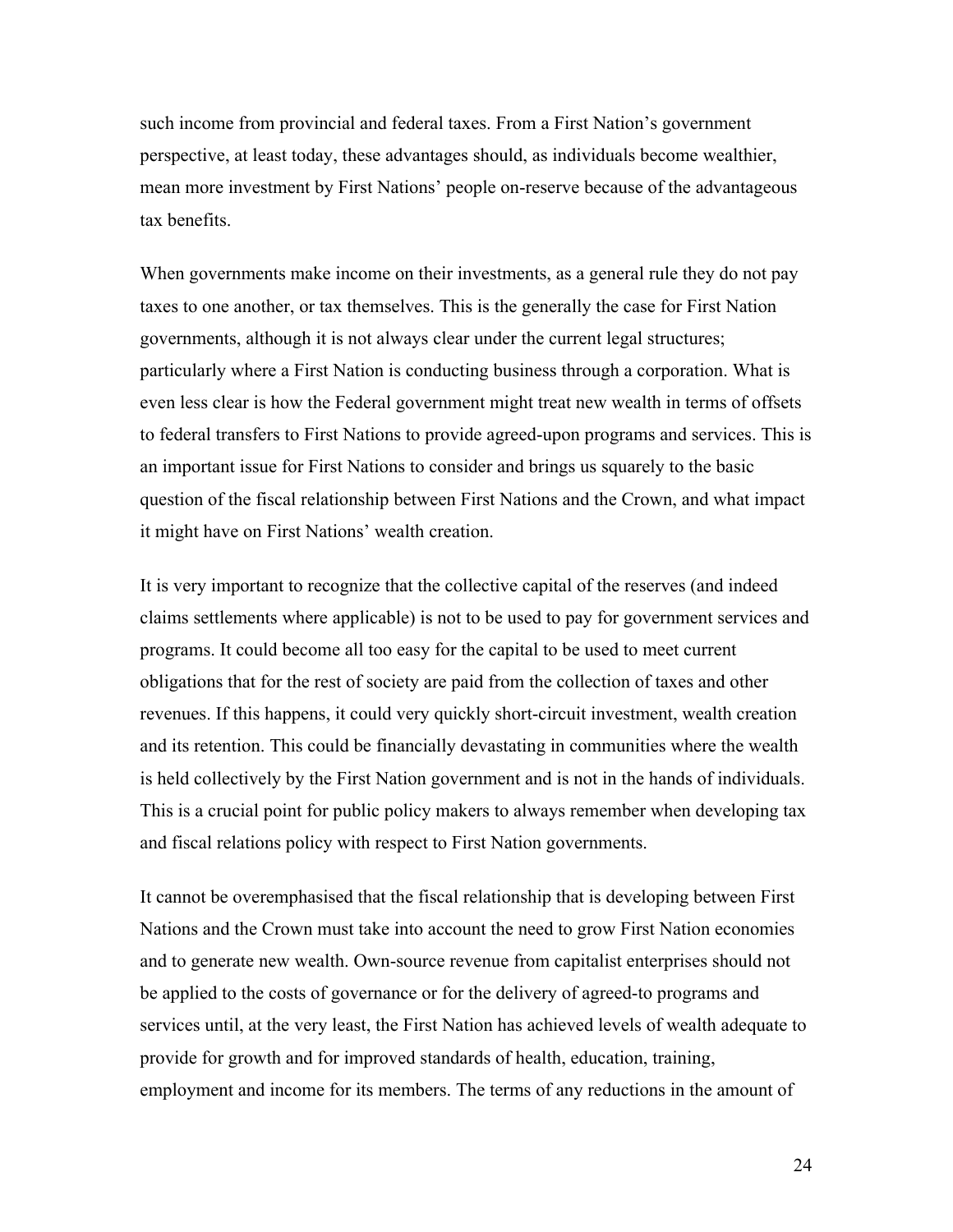such income from provincial and federal taxes. From a First Nation's government perspective, at least today, these advantages should, as individuals become wealthier, mean more investment by First Nations' people on-reserve because of the advantageous tax benefits.

When governments make income on their investments, as a general rule they do not pay taxes to one another, or tax themselves. This is the generally the case for First Nation governments, although it is not always clear under the current legal structures; particularly where a First Nation is conducting business through a corporation. What is even less clear is how the Federal government might treat new wealth in terms of offsets to federal transfers to First Nations to provide agreed-upon programs and services. This is an important issue for First Nations to consider and brings us squarely to the basic question of the fiscal relationship between First Nations and the Crown, and what impact it might have on First Nations' wealth creation.

It is very important to recognize that the collective capital of the reserves (and indeed claims settlements where applicable) is not to be used to pay for government services and programs. It could become all too easy for the capital to be used to meet current obligations that for the rest of society are paid from the collection of taxes and other revenues. If this happens, it could very quickly short-circuit investment, wealth creation and its retention. This could be financially devastating in communities where the wealth is held collectively by the First Nation government and is not in the hands of individuals. This is a crucial point for public policy makers to always remember when developing tax and fiscal relations policy with respect to First Nation governments.

It cannot be overemphasised that the fiscal relationship that is developing between First Nations and the Crown must take into account the need to grow First Nation economies and to generate new wealth. Own-source revenue from capitalist enterprises should not be applied to the costs of governance or for the delivery of agreed-to programs and services until, at the very least, the First Nation has achieved levels of wealth adequate to provide for growth and for improved standards of health, education, training, employment and income for its members. The terms of any reductions in the amount of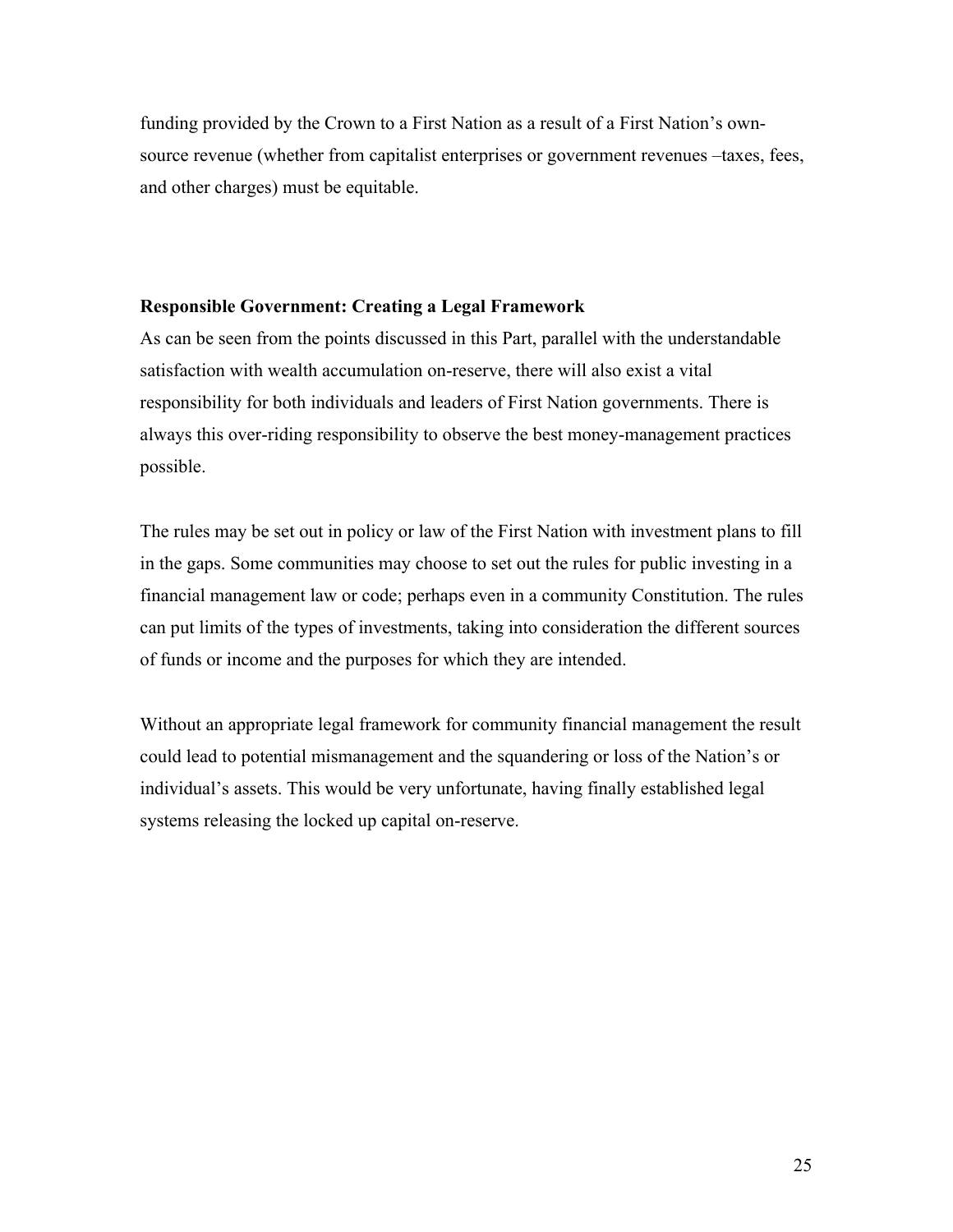funding provided by the Crown to a First Nation as a result of a First Nation's own-source revenue (whether from capitalist enterprises or government revenues –taxes, fees, and other charges) must be equitable.

**Responsible Government: Creating a Legal Framework**

As can be seen from the points discussed in this Part, parallel with the understandable satisfaction with wealth accumulation on-reserve, there will also exist a vital responsibility for both individuals and leaders of First Nation governments. There is always this over-riding responsibility to observe the best money-management practices possible.

The rules may be set out in policy or law of the First Nation with investment plans to fill in the gaps. Some communities may choose to set out the rules for public investing in a financial management law or code; perhaps even in a community Constitution. The rules can put limits of the types of investments, taking into consideration the different sources of funds or income and the purposes for which they are intended.

Without an appropriate legal framework for community financial management the result could lead to potential mismanagement and the squandering or loss of the Nation's or individual's assets. This would be very unfortunate, having finally established legal systems releasing the locked up capital on-reserve.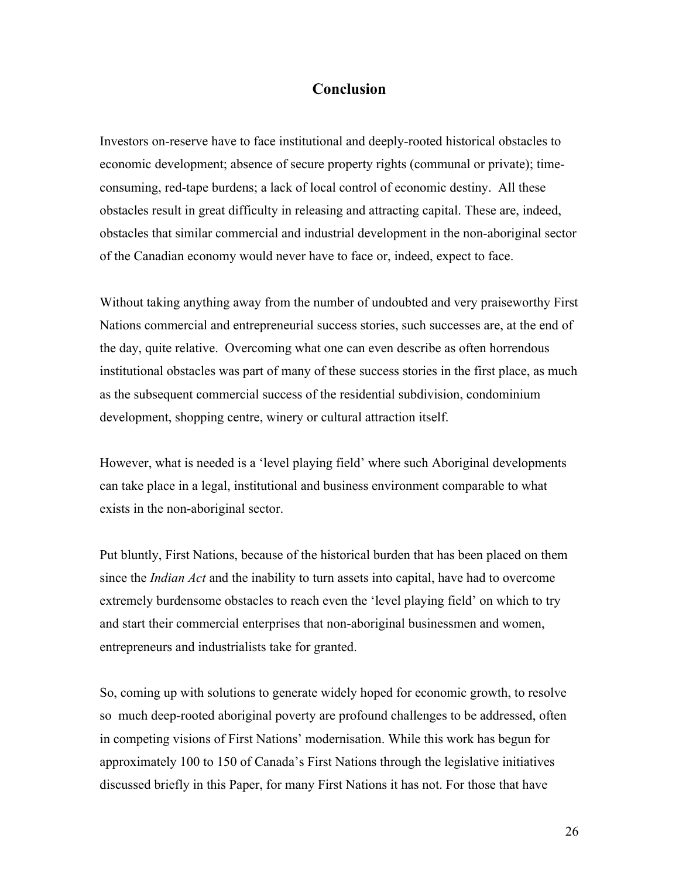## Conclusion

Investors on-reserve have to face institutional and deeply-rooted historical obstacles to economic development; absence of secure property rights (communal or private); time-consuming, red-tape burdens; a lack of local control of economic destiny. All these obstacles result in great difficulty in releasing and attracting capital. These are, indeed, obstacles that similar commercial and industrial development in the non-aboriginal sector of the Canadian economy would never have to face or, indeed, expect to face.

Without taking anything away from the number of undoubted and very praiseworthy First Nations commercial and entrepreneurial success stories, such successes are, at the end of the day, quite relative. Overcoming what one can even describe as often horrendous institutional obstacles was part of many of these success stories in the first place, as much as the subsequent commercial success of the residential subdivision, condominium development, shopping centre, winery or cultural attraction itself.

However, what is needed is a 'level playing field' where such Aboriginal developments can take place in a legal, institutional and business environment comparable to what exists in the non-aboriginal sector.

Put bluntly, First Nations, because of the historical burden that has been placed on them since the *Indian Act* and the inability to turn assets into capital, have had to overcome extremely burdensome obstacles to reach even the 'level playing field' on which to try and start their commercial enterprises that non-aboriginal businessmen and women, entrepreneurs and industrialists take for granted.

So, coming up with solutions to generate widely hoped for economic growth, to resolve so much deep-rooted aboriginal poverty are profound challenges to be addressed, often in competing visions of First Nations' modernisation. While this work has begun for approximately 100 to 150 of Canada's First Nations through the legislative initiatives discussed briefly in this Paper, for many First Nations it has not. For those that have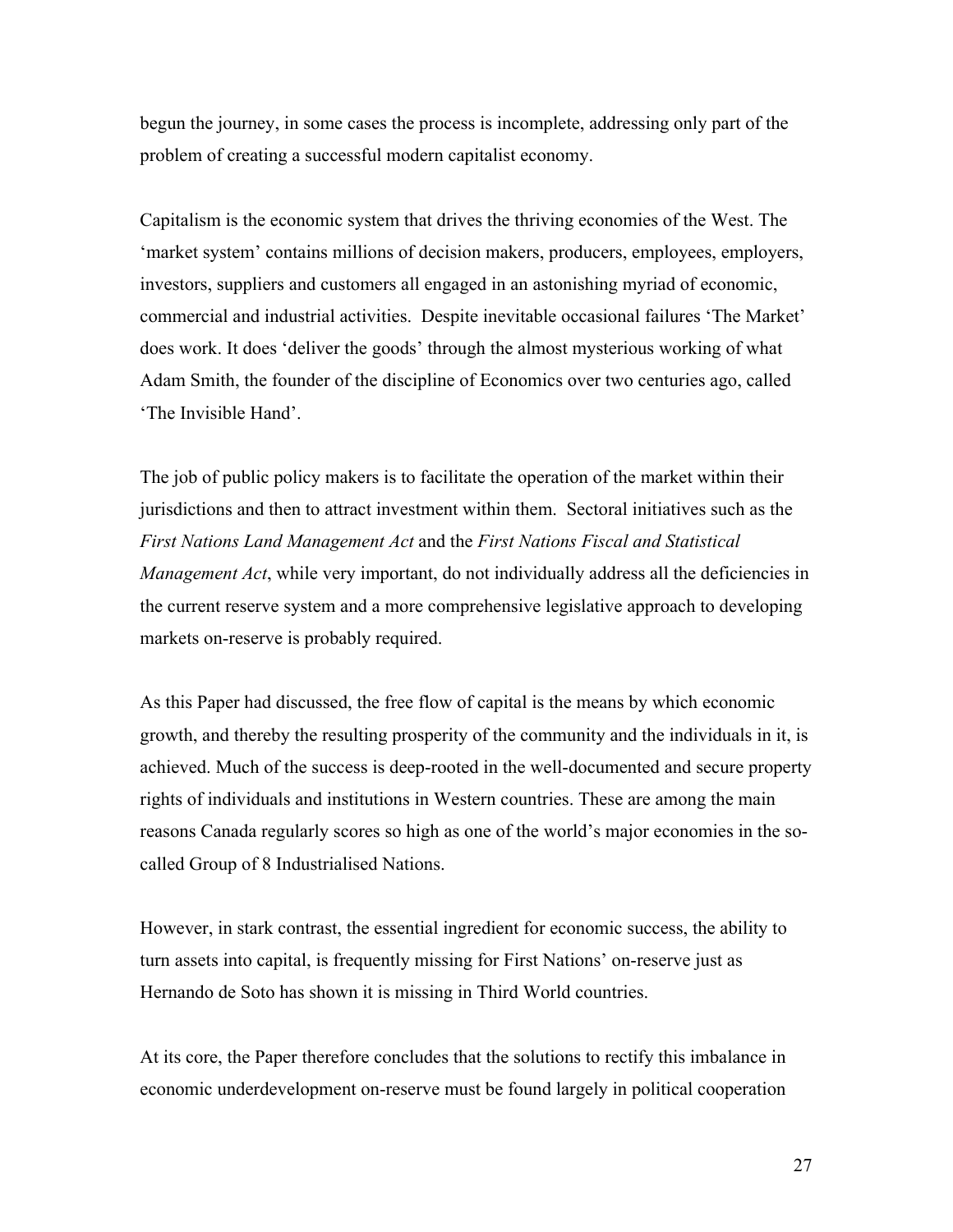begun the journey, in some cases the process is incomplete, addressing only part of the problem of creating a successful modern capitalist economy.

Capitalism is the economic system that drives the thriving economies of the West. The 'market system' contains millions of decision makers, producers, employees, employers, investors, suppliers and customers all engaged in an astonishing myriad of economic, commercial and industrial activities. Despite inevitable occasional failures 'The Market' does work. It does 'deliver the goods' through the almost mysterious working of what Adam Smith, the founder of the discipline of Economics over two centuries ago, called 'The Invisible Hand'.

The job of public policy makers is to facilitate the operation of the market within their jurisdictions and then to attract investment within them. Sectoral initiatives such as the *First Nations Land Management Act* and the *First Nations Fiscal and Statistical Management Act*, while very important, do not individually address all the deficiencies in the current reserve system and a more comprehensive legislative approach to developing markets on-reserve is probably required.

As this Paper had discussed, the free flow of capital is the means by which economic growth, and thereby the resulting prosperity of the community and the individuals in it, is achieved. Much of the success is deep-rooted in the well-documented and secure property rights of individuals and institutions in Western countries. These are among the main reasons Canada regularly scores so high as one of the world's major economies in the so-called Group of 8 Industrialised Nations.

However, in stark contrast, the essential ingredient for economic success, the ability to turn assets into capital, is frequently missing for First Nations' on-reserve just as Hernando de Soto has shown it is missing in Third World countries.

At its core, the Paper therefore concludes that the solutions to rectify this imbalance in economic underdevelopment on-reserve must be found largely in political cooperation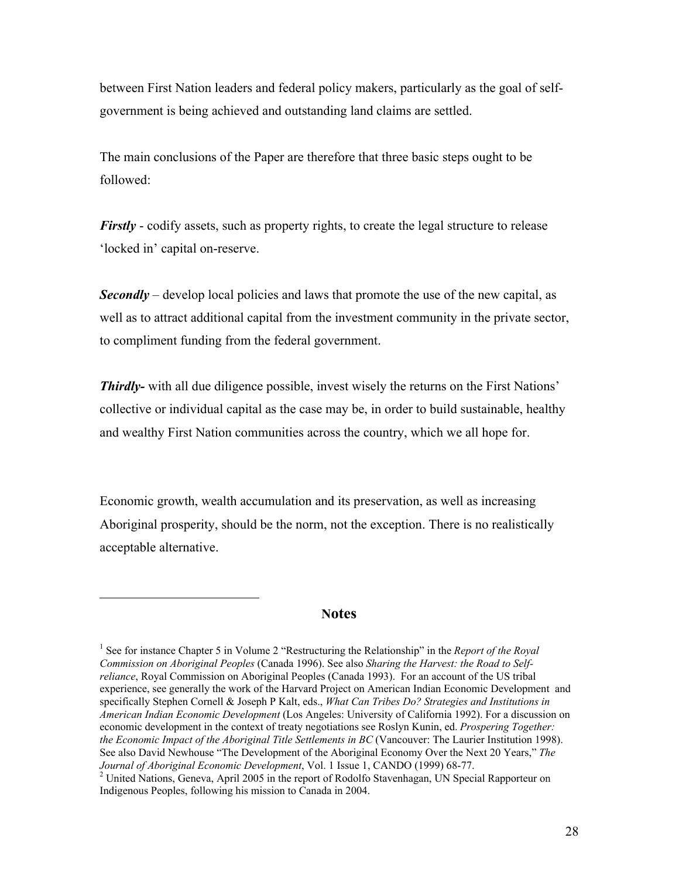between First Nation leaders and federal policy makers, particularly as the goal of self-government is being achieved and outstanding land claims are settled.

The main conclusions of the Paper are therefore that three basic steps ought to be followed:

***Firstly*** - codify assets, such as property rights, to create the legal structure to release 'locked in' capital on-reserve.

***Secondly*** – develop local policies and laws that promote the use of the new capital, as well as to attract additional capital from the investment community in the private sector, to compliment funding from the federal government.

***Thirdly-*** with all due diligence possible, invest wisely the returns on the First Nations' collective or individual capital as the case may be, in order to build sustainable, healthy and wealthy First Nation communities across the country, which we all hope for.

Economic growth, wealth accumulation and its preservation, as well as increasing Aboriginal prosperity, should be the norm, not the exception. There is no realistically acceptable alternative.

## Notes

[1] See for instance Chapter 5 in Volume 2 "Restructuring the Relationship" in the *Report of the Royal Commission on Aboriginal Peoples* (Canada 1996). See also *Sharing the Harvest: the Road to Self-reliance*, Royal Commission on Aboriginal Peoples (Canada 1993). For an account of the US tribal experience, see generally the work of the Harvard Project on American Indian Economic Development and specifically Stephen Cornell & Joseph P Kalt, eds., *What Can Tribes Do? Strategies and Institutions in American Indian Economic Development* (Los Angeles: University of California 1992). For a discussion on economic development in the context of treaty negotiations see Roslyn Kunin, ed. *Prospering Together: the Economic Impact of the Aboriginal Title Settlements in BC* (Vancouver: The Laurier Institution 1998). See also David Newhouse "The Development of the Aboriginal Economy Over the Next 20 Years," *The Journal of Aboriginal Economic Development*, Vol. 1 Issue 1, CANDO (1999) 68-77.

[2] United Nations, Geneva, April 2005 in the report of Rodolfo Stavenhagan, UN Special Rapporteur on Indigenous Peoples, following his mission to Canada in 2004.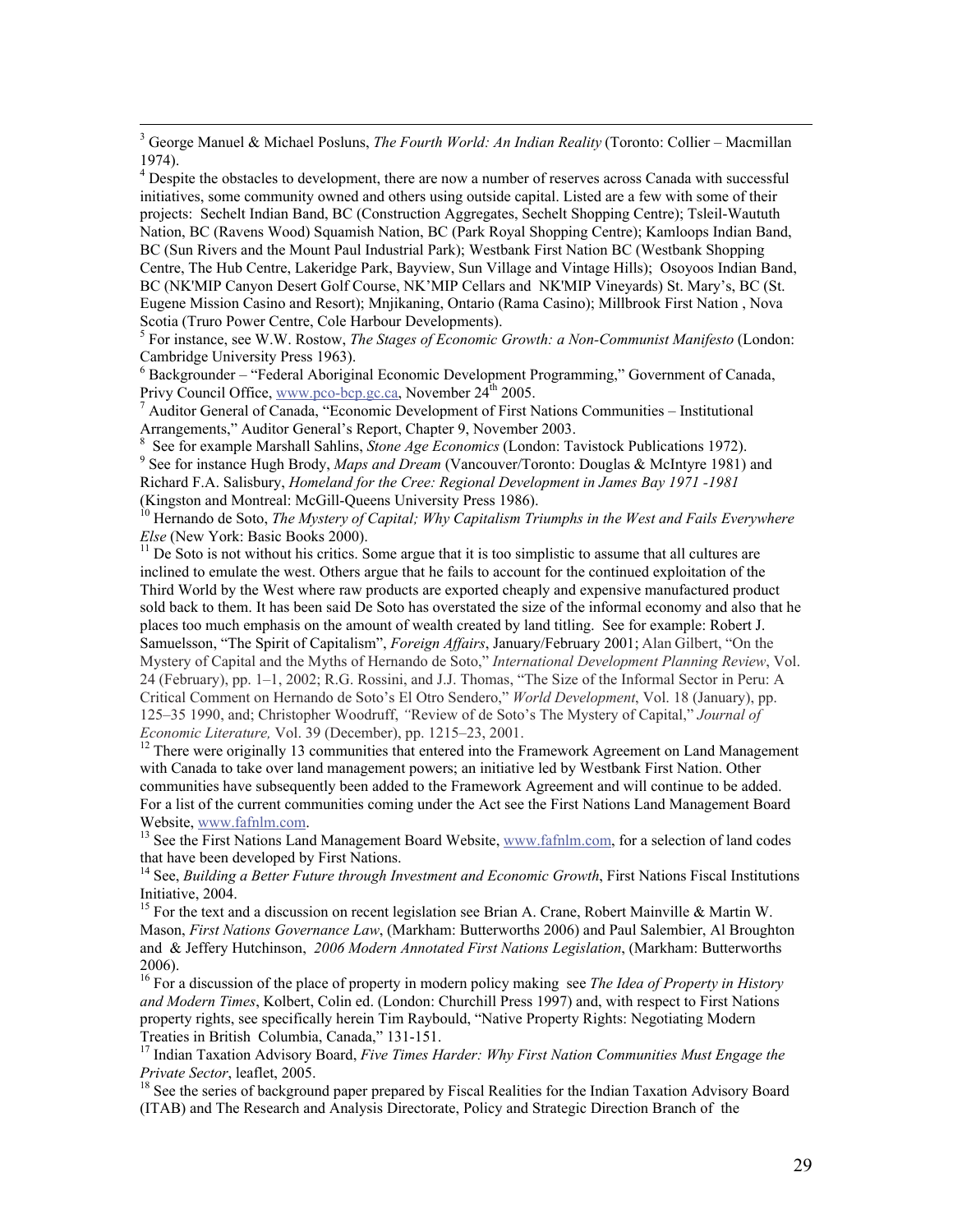[3] George Manuel & Michael Posluns, *The Fourth World: An Indian Reality* (Toronto: Collier – Macmillan 1974).

[4] Despite the obstacles to development, there are now a number of reserves across Canada with successful initiatives, some community owned and others using outside capital. Listed are a few with some of their projects: Sechelt Indian Band, BC (Construction Aggregates, Sechelt Shopping Centre); Tsleil-Waututh Nation, BC (Ravens Wood) Squamish Nation, BC (Park Royal Shopping Centre); Kamloops Indian Band, BC (Sun Rivers and the Mount Paul Industrial Park); Westbank First Nation BC (Westbank Shopping Centre, The Hub Centre, Lakeridge Park, Bayview, Sun Village and Vintage Hills); Osoyoos Indian Band, BC (NK'MIP Canyon Desert Golf Course, NK'MIP Cellars and NK'MIP Vineyards) St. Mary's, BC (St. Eugene Mission Casino and Resort); Mnjikaning, Ontario (Rama Casino); Millbrook First Nation , Nova Scotia (Truro Power Centre, Cole Harbour Developments).

[5] For instance, see W.W. Rostow, *The Stages of Economic Growth: a Non-Communist Manifesto* (London: Cambridge University Press 1963).

[6] Backgrounder – "Federal Aboriginal Economic Development Programming," Government of Canada, Privy Council Office, www.pco-bcp.gc.ca, November 24th 2005.

[7] Auditor General of Canada, "Economic Development of First Nations Communities – Institutional Arrangements," Auditor General's Report, Chapter 9, November 2003.

[8] See for example Marshall Sahlins, *Stone Age Economics* (London: Tavistock Publications 1972).

[9] See for instance Hugh Brody, *Maps and Dream* (Vancouver/Toronto: Douglas & McIntyre 1981) and Richard F.A. Salisbury, *Homeland for the Cree: Regional Development in James Bay 1971 -1981* (Kingston and Montreal: McGill-Queens University Press 1986).

[10] Hernando de Soto, *The Mystery of Capital; Why Capitalism Triumphs in the West and Fails Everywhere Else* (New York: Basic Books 2000).

[11] De Soto is not without his critics. Some argue that it is too simplistic to assume that all cultures are inclined to emulate the west. Others argue that he fails to account for the continued exploitation of the Third World by the West where raw products are exported cheaply and expensive manufactured product sold back to them. It has been said De Soto has overstated the size of the informal economy and also that he places too much emphasis on the amount of wealth created by land titling. See for example: Robert J. Samuelsson, "The Spirit of Capitalism", *Foreign Affairs*, January/February 2001; Alan Gilbert, "On the Mystery of Capital and the Myths of Hernando de Soto," *International Development Planning Review*, Vol. 24 (February), pp. 1–1, 2002; R.G. Rossini, and J.J. Thomas, "The Size of the Informal Sector in Peru: A Critical Comment on Hernando de Soto's El Otro Sendero," *World Development*, Vol. 18 (January), pp. 125–35 1990, and; Christopher Woodruff, "Review of de Soto's The Mystery of Capital," *Journal of Economic Literature,* Vol. 39 (December), pp. 1215–23, 2001.

[12] There were originally 13 communities that entered into the Framework Agreement on Land Management with Canada to take over land management powers; an initiative led by Westbank First Nation. Other communities have subsequently been added to the Framework Agreement and will continue to be added. For a list of the current communities coming under the Act see the First Nations Land Management Board Website, www.fafnlm.com.

[13] See the First Nations Land Management Board Website, www.fafnlm.com, for a selection of land codes that have been developed by First Nations.

[14] See, *Building a Better Future through Investment and Economic Growth*, First Nations Fiscal Institutions Initiative, 2004.

[15] For the text and a discussion on recent legislation see Brian A. Crane, Robert Mainville & Martin W. Mason, *First Nations Governance Law*, (Markham: Butterworths 2006) and Paul Salembier, Al Broughton and & Jeffery Hutchinson, *2006 Modern Annotated First Nations Legislation*, (Markham: Butterworths 2006).

[16] For a discussion of the place of property in modern policy making see *The Idea of Property in History and Modern Times*, Kolbert, Colin ed. (London: Churchill Press 1997) and, with respect to First Nations property rights, see specifically herein Tim Raybould, "Native Property Rights: Negotiating Modern Treaties in British Columbia, Canada," 131-151.

[17] Indian Taxation Advisory Board, *Five Times Harder: Why First Nation Communities Must Engage the Private Sector*, leaflet, 2005.

[18] See the series of background paper prepared by Fiscal Realities for the Indian Taxation Advisory Board (ITAB) and The Research and Analysis Directorate, Policy and Strategic Direction Branch of the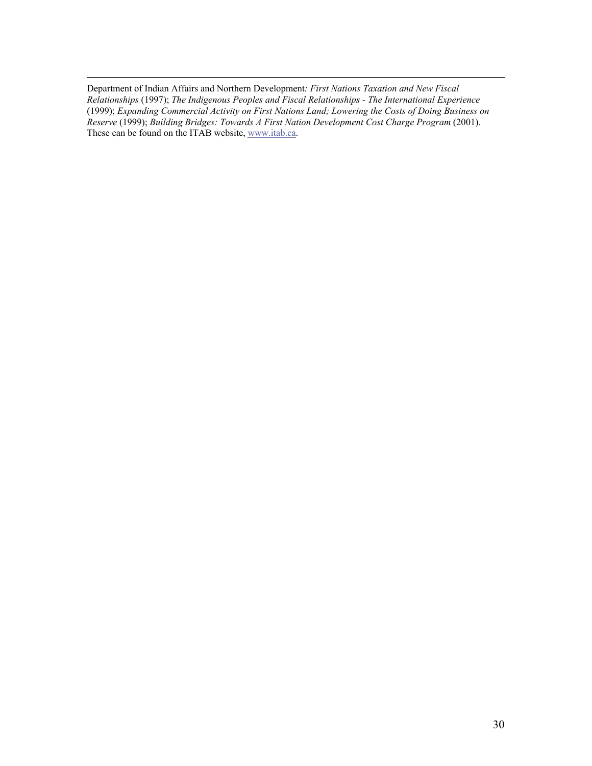Department of Indian Affairs and Northern Development*: First Nations Taxation and New Fiscal Relationships* (1997); *The Indigenous Peoples and Fiscal Relationships - The International Experience* (1999); *Expanding Commercial Activity on First Nations Land; Lowering the Costs of Doing Business on Reserve* (1999); *Building Bridges: Towards A First Nation Development Cost Charge Program* (2001). These can be found on the ITAB website, www.itab.ca.